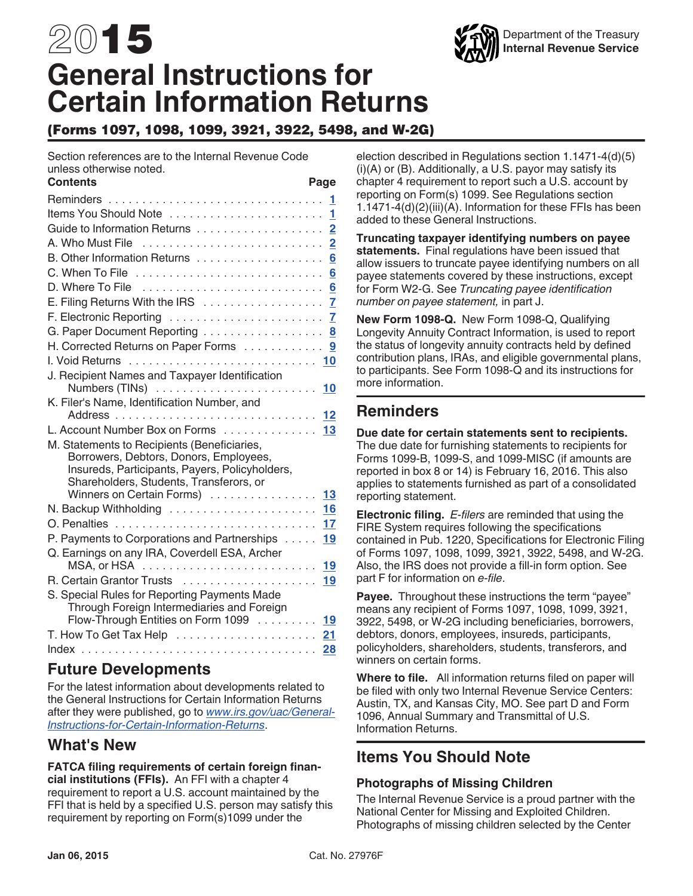# 2015 General Instructions for Certain Information Returns

Department of the Treasury
Internal Revenue Service

## (Forms 1097, 1098, 1099, 3921, 3922, 5498, and W-2G)

Section references are to the Internal Revenue Code unless otherwise noted.

**Contents** **Page**

| Contents | Page |
|---|---|
| Reminders | 1 |
| Items You Should Note | 1 |
| Guide to Information Returns | 2 |
| A. Who Must File | 2 |
| B. Other Information Returns | 6 |
| C. When To File | 6 |
| D. Where To File | 6 |
| E. Filing Returns With the IRS | 7 |
| F. Electronic Reporting | 7 |
| G. Paper Document Reporting | 8 |
| H. Corrected Returns on Paper Forms | 9 |
| I. Void Returns | 10 |
| J. Recipient Names and Taxpayer Identification Numbers (TINs) | 10 |
| K. Filer's Name, Identification Number, and Address | 12 |
| L. Account Number Box on Forms | 13 |
| M. Statements to Recipients (Beneficiaries, Borrowers, Debtors, Donors, Employees, Insureds, Participants, Payers, Policyholders, Shareholders, Students, Transferors, or Winners on Certain Forms) | 13 |
| N. Backup Withholding | 16 |
| O. Penalties | 17 |
| P. Payments to Corporations and Partnerships | 19 |
| Q. Earnings on any IRA, Coverdell ESA, Archer MSA, or HSA | 19 |
| R. Certain Grantor Trusts | 19 |
| S. Special Rules for Reporting Payments Made Through Foreign Intermediaries and Foreign Flow-Through Entities on Form 1099 | 19 |
| T. How To Get Tax Help | 21 |
| Index | 28 |

## Future Developments

For the latest information about developments related to the General Instructions for Certain Information Returns after they were published, go to *www.irs.gov/uac/General-Instructions-for-Certain-Information-Returns*.

## What's New

**FATCA filing requirements of certain foreign financial institutions (FFIs).** An FFI with a chapter 4 requirement to report a U.S. account maintained by the FFI that is held by a specified U.S. person may satisfy this requirement by reporting on Form(s)1099 under the election described in Regulations section 1.1471-4(d)(5)(i)(A) or (B). Additionally, a U.S. payor may satisfy its chapter 4 requirement to report such a U.S. account by reporting on Form(s) 1099. See Regulations section 1.1471-4(d)(2)(iii)(A). Information for these FFIs has been added to these General Instructions.

**Truncating taxpayer identifying numbers on payee statements.** Final regulations have been issued that allow issuers to truncate payee identifying numbers on all payee statements covered by these instructions, except for Form W2-G. See *Truncating payee identification number on payee statement,* in part J.

**New Form 1098-Q.** New Form 1098-Q, Qualifying Longevity Annuity Contract Information, is used to report the status of longevity annuity contracts held by defined contribution plans, IRAs, and eligible governmental plans, to participants. See Form 1098-Q and its instructions for more information.

## Reminders

**Due date for certain statements sent to recipients.** The due date for furnishing statements to recipients for Forms 1099-B, 1099-S, and 1099-MISC (if amounts are reported in box 8 or 14) is February 16, 2016. This also applies to statements furnished as part of a consolidated reporting statement.

**Electronic filing.** *E-filers* are reminded that using the FIRE System requires following the specifications contained in Pub. 1220, Specifications for Electronic Filing of Forms 1097, 1098, 1099, 3921, 3922, 5498, and W-2G. Also, the IRS does not provide a fill-in form option. See part F for information on *e-file*.

**Payee.** Throughout these instructions the term "payee" means any recipient of Forms 1097, 1098, 1099, 3921, 3922, 5498, or W-2G including beneficiaries, borrowers, debtors, donors, employees, insureds, participants, policyholders, shareholders, students, transferors, and winners on certain forms.

**Where to file.** All information returns filed on paper will be filed with only two Internal Revenue Service Centers: Austin, TX, and Kansas City, MO. See part D and Form 1096, Annual Summary and Transmittal of U.S. Information Returns.

## Items You Should Note

### Photographs of Missing Children

The Internal Revenue Service is a proud partner with the National Center for Missing and Exploited Children. Photographs of missing children selected by the Center

Jan 06, 2015 Cat. No. 27976F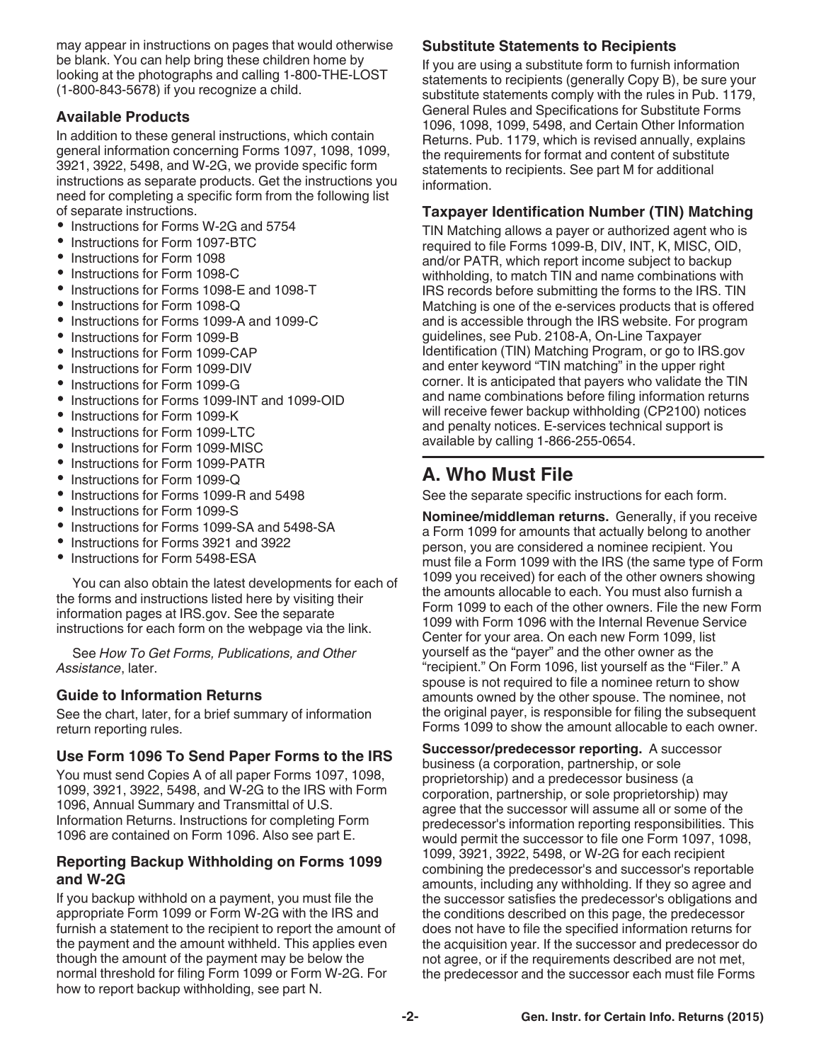may appear in instructions on pages that would otherwise be blank. You can help bring these children home by looking at the photographs and calling 1-800-THE-LOST (1-800-843-5678) if you recognize a child.

### Available Products

In addition to these general instructions, which contain general information concerning Forms 1097, 1098, 1099, 3921, 3922, 5498, and W-2G, we provide specific form instructions as separate products. Get the instructions you need for completing a specific form from the following list of separate instructions.

- Instructions for Forms W-2G and 5754
- Instructions for Form 1097-BTC
- Instructions for Form 1098
- Instructions for Form 1098-C
- Instructions for Forms 1098-E and 1098-T
- Instructions for Form 1098-Q
- Instructions for Forms 1099-A and 1099-C
- Instructions for Form 1099-B
- Instructions for Form 1099-CAP
- Instructions for Form 1099-DIV
- Instructions for Form 1099-G
- Instructions for Forms 1099-INT and 1099-OID
- Instructions for Form 1099-K
- Instructions for Form 1099-LTC
- Instructions for Form 1099-MISC
- Instructions for Form 1099-PATR
- Instructions for Form 1099-Q
- Instructions for Forms 1099-R and 5498
- Instructions for Form 1099-S
- Instructions for Forms 1099-SA and 5498-SA
- Instructions for Forms 3921 and 3922
- Instructions for Form 5498-ESA

You can also obtain the latest developments for each of the forms and instructions listed here by visiting their information pages at IRS.gov. See the separate instructions for each form on the webpage via the link.

See *How To Get Forms, Publications, and Other Assistance*, later.

### Guide to Information Returns

See the chart, later, for a brief summary of information return reporting rules.

### Use Form 1096 To Send Paper Forms to the IRS

You must send Copies A of all paper Forms 1097, 1098, 1099, 3921, 3922, 5498, and W-2G to the IRS with Form 1096, Annual Summary and Transmittal of U.S. Information Returns. Instructions for completing Form 1096 are contained on Form 1096. Also see part E.

### Reporting Backup Withholding on Forms 1099 and W-2G

If you backup withhold on a payment, you must file the appropriate Form 1099 or Form W-2G with the IRS and furnish a statement to the recipient to report the amount of the payment and the amount withheld. This applies even though the amount of the payment may be below the normal threshold for filing Form 1099 or Form W-2G. For how to report backup withholding, see part N.

### Substitute Statements to Recipients

If you are using a substitute form to furnish information statements to recipients (generally Copy B), be sure your substitute statements comply with the rules in Pub. 1179, General Rules and Specifications for Substitute Forms 1096, 1098, 1099, 5498, and Certain Other Information Returns. Pub. 1179, which is revised annually, explains the requirements for format and content of substitute statements to recipients. See part M for additional information.

### Taxpayer Identification Number (TIN) Matching

TIN Matching allows a payer or authorized agent who is required to file Forms 1099-B, DIV, INT, K, MISC, OID, and/or PATR, which report income subject to backup withholding, to match TIN and name combinations with IRS records before submitting the forms to the IRS. TIN Matching is one of the e-services products that is offered and is accessible through the IRS website. For program guidelines, see Pub. 2108-A, On-Line Taxpayer Identification (TIN) Matching Program, or go to IRS.gov and enter keyword "TIN matching" in the upper right corner. It is anticipated that payers who validate the TIN and name combinations before filing information returns will receive fewer backup withholding (CP2100) notices and penalty notices. E-services technical support is available by calling 1-866-255-0654.

## A. Who Must File

See the separate specific instructions for each form.

**Nominee/middleman returns.** Generally, if you receive a Form 1099 for amounts that actually belong to another person, you are considered a nominee recipient. You must file a Form 1099 with the IRS (the same type of Form 1099 you received) for each of the other owners showing the amounts allocable to each. You must also furnish a Form 1099 to each of the other owners. File the new Form 1099 with Form 1096 with the Internal Revenue Service Center for your area. On each new Form 1099, list yourself as the "payer" and the other owner as the "recipient." On Form 1096, list yourself as the "Filer." A spouse is not required to file a nominee return to show amounts owned by the other spouse. The nominee, not the original payer, is responsible for filing the subsequent Forms 1099 to show the amount allocable to each owner.

**Successor/predecessor reporting.** A successor business (a corporation, partnership, or sole proprietorship) and a predecessor business (a corporation, partnership, or sole proprietorship) may agree that the successor will assume all or some of the predecessor's information reporting responsibilities. This would permit the successor to file one Form 1097, 1098, 1099, 3921, 3922, 5498, or W-2G for each recipient combining the predecessor's and successor's reportable amounts, including any withholding. If they so agree and the successor satisfies the predecessor's obligations and the conditions described on this page, the predecessor does not have to file the specified information returns for the acquisition year. If the successor and predecessor do not agree, or if the requirements described are not met, the predecessor and the successor each must file Forms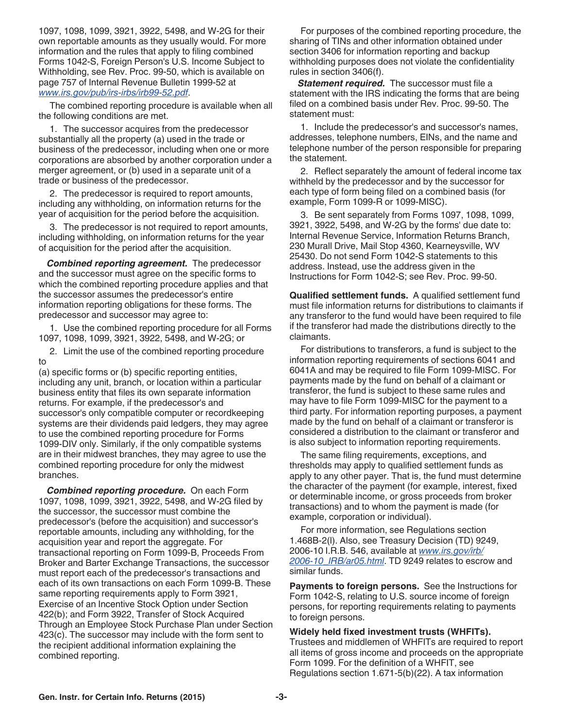1097, 1098, 1099, 3921, 3922, 5498, and W-2G for their own reportable amounts as they usually would. For more information and the rules that apply to filing combined Forms 1042-S, Foreign Person's U.S. Income Subject to Withholding, see Rev. Proc. 99-50, which is available on page 757 of Internal Revenue Bulletin 1999-52 at *www.irs.gov/pub/irs-irbs/irb99-52.pdf*.

The combined reporting procedure is available when all the following conditions are met.

1. The successor acquires from the predecessor substantially all the property (a) used in the trade or business of the predecessor, including when one or more corporations are absorbed by another corporation under a merger agreement, or (b) used in a separate unit of a trade or business of the predecessor.

2. The predecessor is required to report amounts, including any withholding, on information returns for the year of acquisition for the period before the acquisition.

3. The predecessor is not required to report amounts, including withholding, on information returns for the year of acquisition for the period after the acquisition.

***Combined reporting agreement.*** The predecessor and the successor must agree on the specific forms to which the combined reporting procedure applies and that the successor assumes the predecessor's entire information reporting obligations for these forms. The predecessor and successor may agree to:

1. Use the combined reporting procedure for all Forms 1097, 1098, 1099, 3921, 3922, 5498, and W-2G; or

2. Limit the use of the combined reporting procedure to

(a) specific forms or (b) specific reporting entities, including any unit, branch, or location within a particular business entity that files its own separate information returns. For example, if the predecessor's and successor's only compatible computer or recordkeeping systems are their dividends paid ledgers, they may agree to use the combined reporting procedure for Forms 1099-DIV only. Similarly, if the only compatible systems are in their midwest branches, they may agree to use the combined reporting procedure for only the midwest branches.

***Combined reporting procedure.*** On each Form 1097, 1098, 1099, 3921, 3922, 5498, and W-2G filed by the successor, the successor must combine the predecessor's (before the acquisition) and successor's reportable amounts, including any withholding, for the acquisition year and report the aggregate. For transactional reporting on Form 1099-B, Proceeds From Broker and Barter Exchange Transactions, the successor must report each of the predecessor's transactions and each of its own transactions on each Form 1099-B. These same reporting requirements apply to Form 3921, Exercise of an Incentive Stock Option under Section 422(b); and Form 3922, Transfer of Stock Acquired Through an Employee Stock Purchase Plan under Section 423(c). The successor may include with the form sent to the recipient additional information explaining the combined reporting.

For purposes of the combined reporting procedure, the sharing of TINs and other information obtained under section 3406 for information reporting and backup withholding purposes does not violate the confidentiality rules in section 3406(f).

***Statement required.*** The successor must file a statement with the IRS indicating the forms that are being filed on a combined basis under Rev. Proc. 99-50. The statement must:

1. Include the predecessor's and successor's names, addresses, telephone numbers, EINs, and the name and telephone number of the person responsible for preparing the statement.

2. Reflect separately the amount of federal income tax withheld by the predecessor and by the successor for each type of form being filed on a combined basis (for example, Form 1099-R or 1099-MISC).

3. Be sent separately from Forms 1097, 1098, 1099, 3921, 3922, 5498, and W-2G by the forms' due date to: Internal Revenue Service, Information Returns Branch, 230 Murall Drive, Mail Stop 4360, Kearneysville, WV 25430. Do not send Form 1042-S statements to this address. Instead, use the address given in the Instructions for Form 1042-S; see Rev. Proc. 99-50.

**Qualified settlement funds.** A qualified settlement fund must file information returns for distributions to claimants if any transferor to the fund would have been required to file if the transferor had made the distributions directly to the claimants.

For distributions to transferors, a fund is subject to the information reporting requirements of sections 6041 and 6041A and may be required to file Form 1099-MISC. For payments made by the fund on behalf of a claimant or transferor, the fund is subject to these same rules and may have to file Form 1099-MISC for the payment to a third party. For information reporting purposes, a payment made by the fund on behalf of a claimant or transferor is considered a distribution to the claimant or transferor and is also subject to information reporting requirements.

The same filing requirements, exceptions, and thresholds may apply to qualified settlement funds as apply to any other payer. That is, the fund must determine the character of the payment (for example, interest, fixed or determinable income, or gross proceeds from broker transactions) and to whom the payment is made (for example, corporation or individual).

For more information, see Regulations section 1.468B-2(l). Also, see Treasury Decision (TD) 9249, 2006-10 I.R.B. 546, available at *www.irs.gov/irb/2006-10_IRB/ar05.html*. TD 9249 relates to escrow and similar funds.

**Payments to foreign persons.** See the Instructions for Form 1042-S, relating to U.S. source income of foreign persons, for reporting requirements relating to payments to foreign persons.

**Widely held fixed investment trusts (WHFITs).** Trustees and middlemen of WHFITs are required to report all items of gross income and proceeds on the appropriate Form 1099. For the definition of a WHFIT, see Regulations section 1.671-5(b)(22). A tax information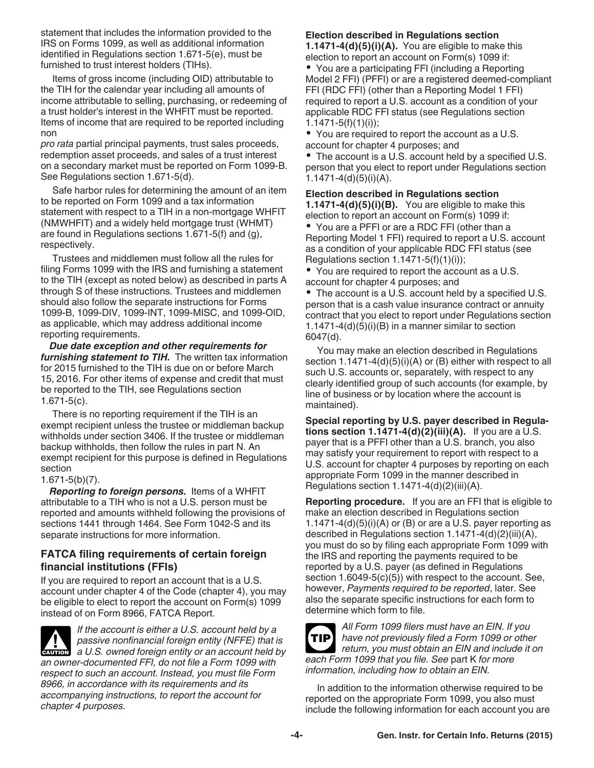statement that includes the information provided to the IRS on Forms 1099, as well as additional information identified in Regulations section 1.671-5(e), must be furnished to trust interest holders (TIHs).

Items of gross income (including OID) attributable to the TIH for the calendar year including all amounts of income attributable to selling, purchasing, or redeeming of a trust holder's interest in the WHFIT must be reported. Items of income that are required to be reported including non *pro rata* partial principal payments, trust sales proceeds, redemption asset proceeds, and sales of a trust interest on a secondary market must be reported on Form 1099-B. See Regulations section 1.671-5(d).

Safe harbor rules for determining the amount of an item to be reported on Form 1099 and a tax information statement with respect to a TIH in a non-mortgage WHFIT (NMWHFIT) and a widely held mortgage trust (WHMT) are found in Regulations sections 1.671-5(f) and (g), respectively.

Trustees and middlemen must follow all the rules for filing Forms 1099 with the IRS and furnishing a statement to the TIH (except as noted below) as described in parts A through S of these instructions. Trustees and middlemen should also follow the separate instructions for Forms 1099-B, 1099-DIV, 1099-INT, 1099-MISC, and 1099-OID, as applicable, which may address additional income reporting requirements.

***Due date exception and other requirements for furnishing statement to TIH.*** The written tax information for 2015 furnished to the TIH is due on or before March 15, 2016. For other items of expense and credit that must be reported to the TIH, see Regulations section 1.671-5(c).

There is no reporting requirement if the TIH is an exempt recipient unless the trustee or middleman backup withholds under section 3406. If the trustee or middleman backup withholds, then follow the rules in part N. An exempt recipient for this purpose is defined in Regulations section 1.671-5(b)(7).

***Reporting to foreign persons.*** Items of a WHFIT attributable to a TIH who is not a U.S. person must be reported and amounts withheld following the provisions of sections 1441 through 1464. See Form 1042-S and its separate instructions for more information.

### FATCA filing requirements of certain foreign financial institutions (FFIs)

If you are required to report an account that is a U.S. account under chapter 4 of the Code (chapter 4), you may be eligible to elect to report the account on Form(s) 1099 instead of on Form 8966, FATCA Report.

**CAUTION** *If the account is either a U.S. account held by a passive nonfinancial foreign entity (NFFE) that is a U.S. owned foreign entity or an account held by an owner-documented FFI, do not file a Form 1099 with respect to such an account. Instead, you must file Form 8966, in accordance with its requirements and its accompanying instructions, to report the account for chapter 4 purposes.*

**Election described in Regulations section 1.1471-4(d)(5)(i)(A).** You are eligible to make this election to report an account on Form(s) 1099 if:

- You are a participating FFI (including a Reporting Model 2 FFI) (PFFI) or are a registered deemed-compliant FFI (RDC FFI) (other than a Reporting Model 1 FFI) required to report a U.S. account as a condition of your applicable RDC FFI status (see Regulations section 1.1471-5(f)(1)(i));
- You are required to report the account as a U.S. account for chapter 4 purposes; and
- The account is a U.S. account held by a specified U.S. person that you elect to report under Regulations section 1.1471-4(d)(5)(i)(A).

**Election described in Regulations section 1.1471-4(d)(5)(i)(B).** You are eligible to make this election to report an account on Form(s) 1099 if:

- You are a PFFI or are a RDC FFI (other than a Reporting Model 1 FFI) required to report a U.S. account as a condition of your applicable RDC FFI status (see Regulations section 1.1471-5(f)(1)(i));
- You are required to report the account as a U.S. account for chapter 4 purposes; and
- The account is a U.S. account held by a specified U.S. person that is a cash value insurance contract or annuity contract that you elect to report under Regulations section 1.1471-4(d)(5)(i)(B) in a manner similar to section 6047(d).

You may make an election described in Regulations section 1.1471-4(d)(5)(i)(A) or (B) either with respect to all such U.S. accounts or, separately, with respect to any clearly identified group of such accounts (for example, by line of business or by location where the account is maintained).

**Special reporting by U.S. payer described in Regulations section 1.1471-4(d)(2)(iii)(A).** If you are a U.S. payer that is a PFFI other than a U.S. branch, you also may satisfy your requirement to report with respect to a U.S. account for chapter 4 purposes by reporting on each appropriate Form 1099 in the manner described in Regulations section 1.1471-4(d)(2)(iii)(A).

**Reporting procedure.** If you are an FFI that is eligible to make an election described in Regulations section 1.1471-4(d)(5)(i)(A) or (B) or are a U.S. payer reporting as described in Regulations section 1.1471-4(d)(2)(iii)(A), you must do so by filing each appropriate Form 1099 with the IRS and reporting the payments required to be reported by a U.S. payer (as defined in Regulations section 1.6049-5(c)(5)) with respect to the account. See, however, *Payments required to be reported*, later. See also the separate specific instructions for each form to determine which form to file.

**TIP** *All Form 1099 filers must have an EIN. If you have not previously filed a Form 1099 or other return, you must obtain an EIN and include it on each Form 1099 that you file. See* part K *for more information, including how to obtain an EIN.*

In addition to the information otherwise required to be reported on the appropriate Form 1099, you also must include the following information for each account you are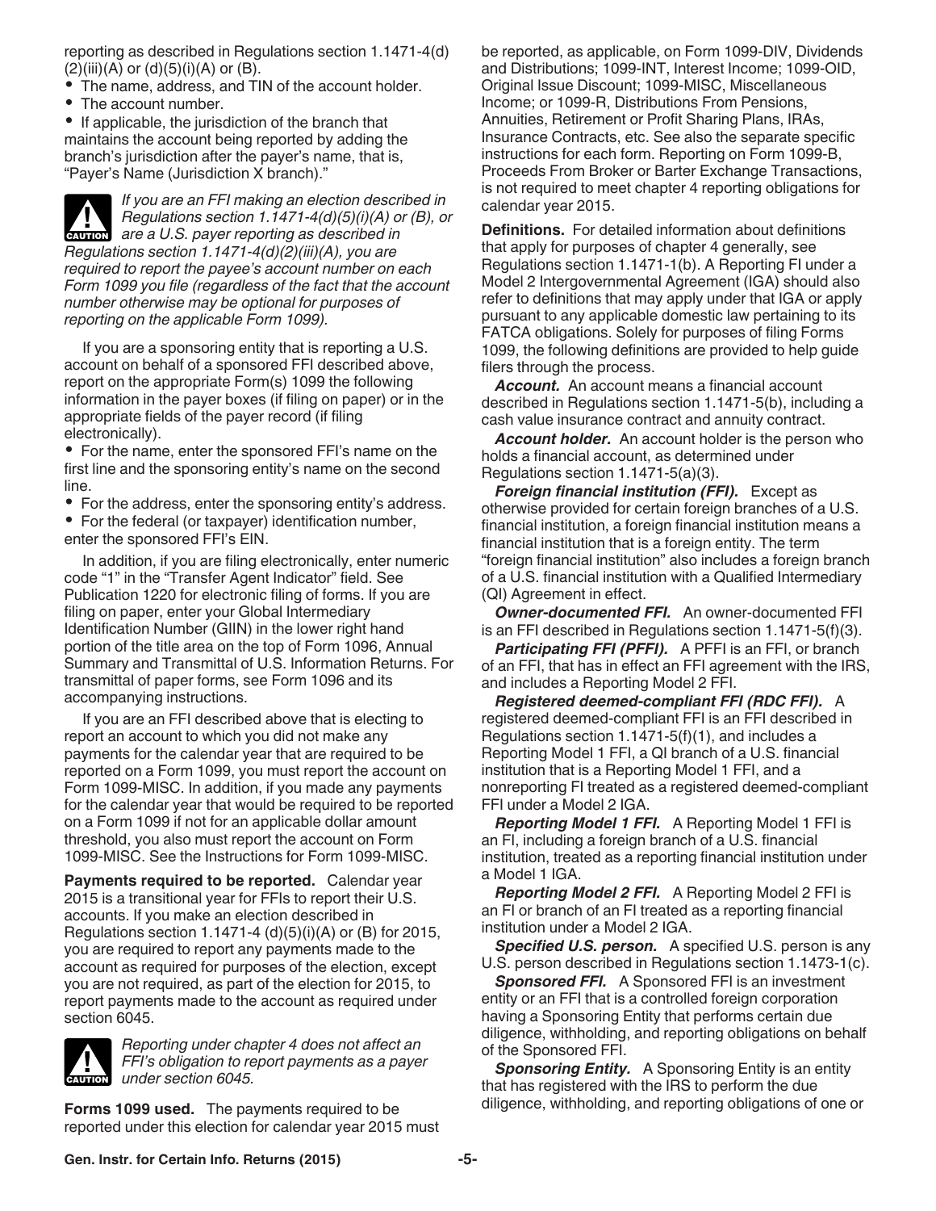reporting as described in Regulations section 1.1471-4(d)(2)(iii)(A) or (d)(5)(i)(A) or (B).

- The name, address, and TIN of the account holder.
- The account number.
- If applicable, the jurisdiction of the branch that maintains the account being reported by adding the branch's jurisdiction after the payer's name, that is, "Payer's Name (Jurisdiction X branch)."

**CAUTION** *If you are an FFI making an election described in Regulations section 1.1471-4(d)(5)(i)(A) or (B), or are a U.S. payer reporting as described in Regulations section 1.1471-4(d)(2)(iii)(A), you are required to report the payee's account number on each Form 1099 you file (regardless of the fact that the account number otherwise may be optional for purposes of reporting on the applicable Form 1099).*

If you are a sponsoring entity that is reporting a U.S. account on behalf of a sponsored FFI described above, report on the appropriate Form(s) 1099 the following information in the payer boxes (if filing on paper) or in the appropriate fields of the payer record (if filing electronically).

- For the name, enter the sponsored FFI's name on the first line and the sponsoring entity's name on the second line.
- For the address, enter the sponsoring entity's address.
- For the federal (or taxpayer) identification number, enter the sponsored FFI's EIN.

In addition, if you are filing electronically, enter numeric code "1" in the "Transfer Agent Indicator" field. See Publication 1220 for electronic filing of forms. If you are filing on paper, enter your Global Intermediary Identification Number (GIIN) in the lower right hand portion of the title area on the top of Form 1096, Annual Summary and Transmittal of U.S. Information Returns. For transmittal of paper forms, see Form 1096 and its accompanying instructions.

If you are an FFI described above that is electing to report an account to which you did not make any payments for the calendar year that are required to be reported on a Form 1099, you must report the account on Form 1099-MISC. In addition, if you made any payments for the calendar year that would be required to be reported on a Form 1099 if not for an applicable dollar amount threshold, you also must report the account on Form 1099-MISC. See the Instructions for Form 1099-MISC.

**Payments required to be reported.** Calendar year 2015 is a transitional year for FFIs to report their U.S. accounts. If you make an election described in Regulations section 1.1471-4 (d)(5)(i)(A) or (B) for 2015, you are required to report any payments made to the account as required for purposes of the election, except you are not required, as part of the election for 2015, to report payments made to the account as required under section 6045.

**CAUTION** *Reporting under chapter 4 does not affect an FFI's obligation to report payments as a payer under section 6045.*

**Forms 1099 used.** The payments required to be reported under this election for calendar year 2015 must be reported, as applicable, on Form 1099-DIV, Dividends and Distributions; 1099-INT, Interest Income; 1099-OID, Original Issue Discount; 1099-MISC, Miscellaneous Income; or 1099-R, Distributions From Pensions, Annuities, Retirement or Profit Sharing Plans, IRAs, Insurance Contracts, etc. See also the separate specific instructions for each form. Reporting on Form 1099-B, Proceeds From Broker or Barter Exchange Transactions, is not required to meet chapter 4 reporting obligations for calendar year 2015.

**Definitions.** For detailed information about definitions that apply for purposes of chapter 4 generally, see Regulations section 1.1471-1(b). A Reporting FI under a Model 2 Intergovernmental Agreement (IGA) should also refer to definitions that may apply under that IGA or apply pursuant to any applicable domestic law pertaining to its FATCA obligations. Solely for purposes of filing Forms 1099, the following definitions are provided to help guide filers through the process.

***Account.*** An account means a financial account described in Regulations section 1.1471-5(b), including a cash value insurance contract and annuity contract.

***Account holder.*** An account holder is the person who holds a financial account, as determined under Regulations section 1.1471-5(a)(3).

***Foreign financial institution (FFI).*** Except as otherwise provided for certain foreign branches of a U.S. financial institution, a foreign financial institution means a financial institution that is a foreign entity. The term "foreign financial institution" also includes a foreign branch of a U.S. financial institution with a Qualified Intermediary (QI) Agreement in effect.

***Owner-documented FFI.*** An owner-documented FFI is an FFI described in Regulations section 1.1471-5(f)(3).

***Participating FFI (PFFI).*** A PFFI is an FFI, or branch of an FFI, that has in effect an FFI agreement with the IRS, and includes a Reporting Model 2 FFI.

***Registered deemed-compliant FFI (RDC FFI).*** A registered deemed-compliant FFI is an FFI described in Regulations section 1.1471-5(f)(1), and includes a Reporting Model 1 FFI, a QI branch of a U.S. financial institution that is a Reporting Model 1 FFI, and a nonreporting FI treated as a registered deemed-compliant FFI under a Model 2 IGA.

***Reporting Model 1 FFI.*** A Reporting Model 1 FFI is an FFI, including a foreign branch of a U.S. financial institution, treated as a reporting financial institution under a Model 1 IGA.

***Reporting Model 2 FFI.*** A Reporting Model 2 FFI is an FI or branch of an FI treated as a reporting financial institution under a Model 2 IGA.

***Specified U.S. person.*** A specified U.S. person is any U.S. person described in Regulations section 1.1473-1(c).

***Sponsored FFI.*** A Sponsored FFI is an investment entity or an FFI that is a controlled foreign corporation having a Sponsoring Entity that performs certain due diligence, withholding, and reporting obligations on behalf of the Sponsored FFI.

***Sponsoring Entity.*** A Sponsoring Entity is an entity that has registered with the IRS to perform the due diligence, withholding, and reporting obligations of one or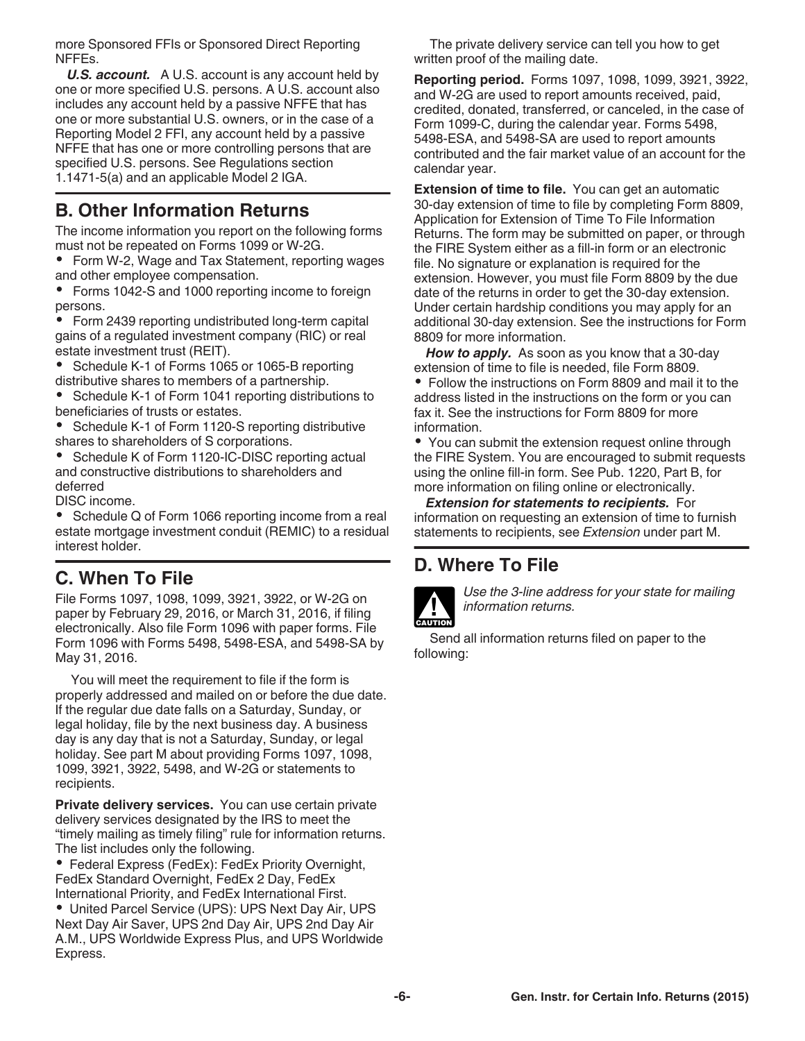more Sponsored FFIs or Sponsored Direct Reporting NFFEs.

***U.S. account.*** A U.S. account is any account held by one or more specified U.S. persons. A U.S. account also includes any account held by a passive NFFE that has one or more substantial U.S. owners, or in the case of a Reporting Model 2 FFI, any account held by a passive NFFE that has one or more controlling persons that are specified U.S. persons. See Regulations section 1.1471-5(a) and an applicable Model 2 IGA.

## B. Other Information Returns

The income information you report on the following forms must not be repeated on Forms 1099 or W-2G.

- Form W-2, Wage and Tax Statement, reporting wages and other employee compensation.
- Forms 1042-S and 1000 reporting income to foreign persons.
- Form 2439 reporting undistributed long-term capital gains of a regulated investment company (RIC) or real estate investment trust (REIT).
- Schedule K-1 of Forms 1065 or 1065-B reporting distributive shares to members of a partnership.
- Schedule K-1 of Form 1041 reporting distributions to beneficiaries of trusts or estates.
- Schedule K-1 of Form 1120-S reporting distributive shares to shareholders of S corporations.
- Schedule K of Form 1120-IC-DISC reporting actual and constructive distributions to shareholders and deferred DISC income.
- Schedule Q of Form 1066 reporting income from a real estate mortgage investment conduit (REMIC) to a residual interest holder.

## C. When To File

File Forms 1097, 1098, 1099, 3921, 3922, or W-2G on paper by February 29, 2016, or March 31, 2016, if filing electronically. Also file Form 1096 with paper forms. File Form 1096 with Forms 5498, 5498-ESA, and 5498-SA by May 31, 2016.

You will meet the requirement to file if the form is properly addressed and mailed on or before the due date. If the regular due date falls on a Saturday, Sunday, or legal holiday, file by the next business day. A business day is any day that is not a Saturday, Sunday, or legal holiday. See part M about providing Forms 1097, 1098, 1099, 3921, 3922, 5498, and W-2G or statements to recipients.

**Private delivery services.** You can use certain private delivery services designated by the IRS to meet the "timely mailing as timely filing" rule for information returns. The list includes only the following.

- Federal Express (FedEx): FedEx Priority Overnight, FedEx Standard Overnight, FedEx 2 Day, FedEx International Priority, and FedEx International First.
- United Parcel Service (UPS): UPS Next Day Air, UPS Next Day Air Saver, UPS 2nd Day Air, UPS 2nd Day Air A.M., UPS Worldwide Express Plus, and UPS Worldwide Express.

The private delivery service can tell you how to get written proof of the mailing date.

**Reporting period.** Forms 1097, 1098, 1099, 3921, 3922, and W-2G are used to report amounts received, paid, credited, donated, transferred, or canceled, in the case of Form 1099-C, during the calendar year. Forms 5498, 5498-ESA, and 5498-SA are used to report amounts contributed and the fair market value of an account for the calendar year.

**Extension of time to file.** You can get an automatic 30-day extension of time to file by completing Form 8809, Application for Extension of Time To File Information Returns. The form may be submitted on paper, or through the FIRE System either as a fill-in form or an electronic file. No signature or explanation is required for the extension. However, you must file Form 8809 by the due date of the returns in order to get the 30-day extension. Under certain hardship conditions you may apply for an additional 30-day extension. See the instructions for Form 8809 for more information.

***How to apply.*** As soon as you know that a 30-day extension of time to file is needed, file Form 8809.

- Follow the instructions on Form 8809 and mail it to the address listed in the instructions on the form or you can fax it. See the instructions for Form 8809 for more information.
- You can submit the extension request online through the FIRE System. You are encouraged to submit requests using the online fill-in form. See Pub. 1220, Part B, for more information on filing online or electronically.

***Extension for statements to recipients.*** For information on requesting an extension of time to furnish statements to recipients, see *Extension* under part M.

## D. Where To File

**CAUTION:** *Use the 3-line address for your state for mailing information returns.*

Send all information returns filed on paper to the following: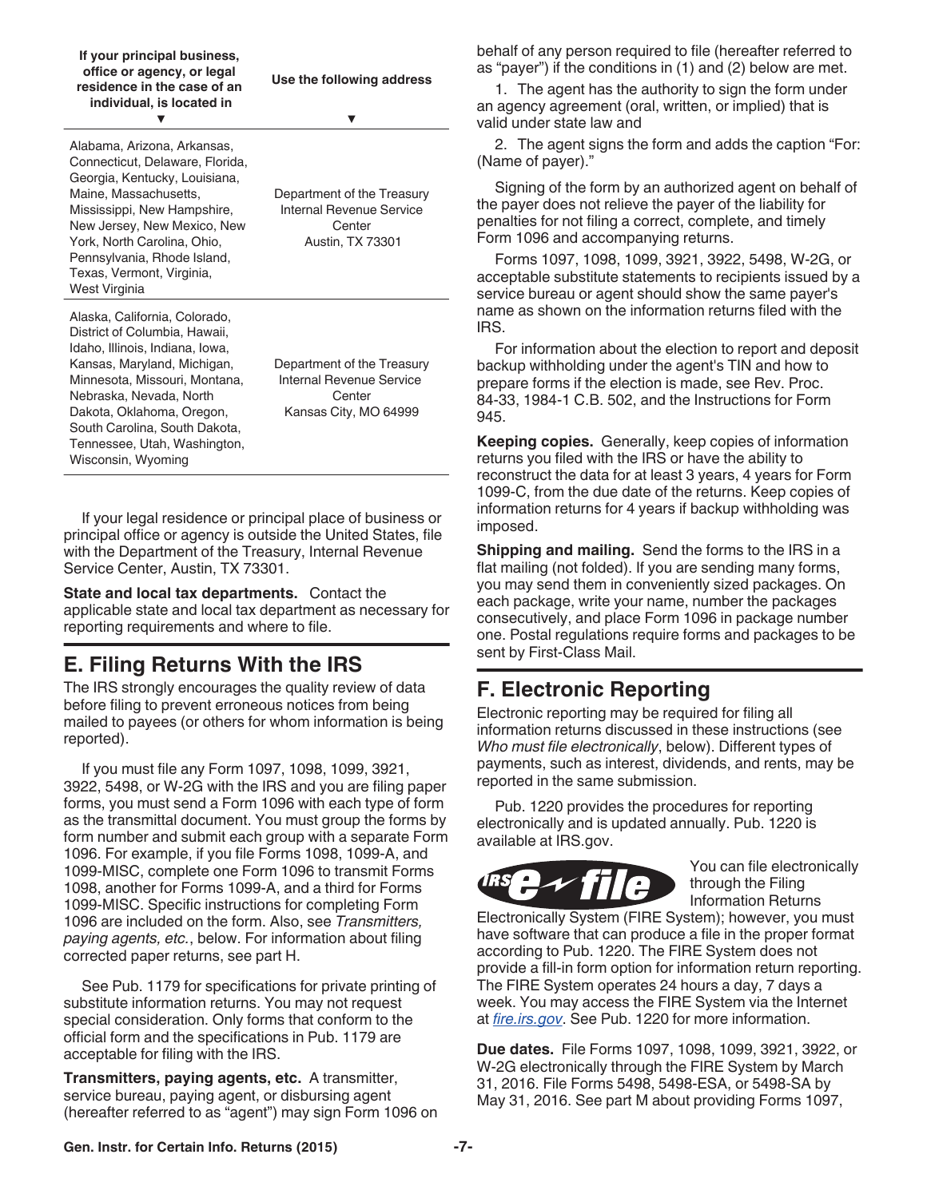| If your principal business, office or agency, or legal residence in the case of an individual, is located in | Use the following address |
|---|---|
| Alabama, Arizona, Arkansas, Connecticut, Delaware, Florida, Georgia, Kentucky, Louisiana, Maine, Massachusetts, Mississippi, New Hampshire, New Jersey, New Mexico, New York, North Carolina, Ohio, Pennsylvania, Rhode Island, Texas, Vermont, Virginia, West Virginia | Department of the Treasury Internal Revenue Service Center Austin, TX 73301 |
| Alaska, California, Colorado, District of Columbia, Hawaii, Idaho, Illinois, Indiana, Iowa, Kansas, Maryland, Michigan, Minnesota, Missouri, Montana, Nebraska, Nevada, North Dakota, Oklahoma, Oregon, South Carolina, South Dakota, Tennessee, Utah, Washington, Wisconsin, Wyoming | Department of the Treasury Internal Revenue Service Center Kansas City, MO 64999 |

If your legal residence or principal place of business or principal office or agency is outside the United States, file with the Department of the Treasury, Internal Revenue Service Center, Austin, TX 73301.

**State and local tax departments.** Contact the applicable state and local tax department as necessary for reporting requirements and where to file.

## E. Filing Returns With the IRS

The IRS strongly encourages the quality review of data before filing to prevent erroneous notices from being mailed to payees (or others for whom information is being reported).

If you must file any Form 1097, 1098, 1099, 3921, 3922, 5498, or W-2G with the IRS and you are filing paper forms, you must send a Form 1096 with each type of form as the transmittal document. You must group the forms by form number and submit each group with a separate Form 1096. For example, if you file Forms 1098, 1099-A, and 1099-MISC, complete one Form 1096 to transmit Forms 1098, another for Forms 1099-A, and a third for Forms 1099-MISC. Specific instructions for completing Form 1096 are included on the form. Also, see *Transmitters, paying agents, etc.*, below. For information about filing corrected paper returns, see part H.

See Pub. 1179 for specifications for private printing of substitute information returns. You may not request special consideration. Only forms that conform to the official form and the specifications in Pub. 1179 are acceptable for filing with the IRS.

**Transmitters, paying agents, etc.** A transmitter, service bureau, paying agent, or disbursing agent (hereafter referred to as "agent") may sign Form 1096 on behalf of any person required to file (hereafter referred to as "payer") if the conditions in (1) and (2) below are met.

1. The agent has the authority to sign the form under an agency agreement (oral, written, or implied) that is valid under state law and

2. The agent signs the form and adds the caption "For: (Name of payer)."

Signing of the form by an authorized agent on behalf of the payer does not relieve the payer of the liability for penalties for not filing a correct, complete, and timely Form 1096 and accompanying returns.

Forms 1097, 1098, 1099, 3921, 3922, 5498, W-2G, or acceptable substitute statements to recipients issued by a service bureau or agent should show the same payer's name as shown on the information returns filed with the IRS.

For information about the election to report and deposit backup withholding under the agent's TIN and how to prepare forms if the election is made, see Rev. Proc. 84-33, 1984-1 C.B. 502, and the Instructions for Form 945.

**Keeping copies.** Generally, keep copies of information returns you filed with the IRS or have the ability to reconstruct the data for at least 3 years, 4 years for Form 1099-C, from the due date of the returns. Keep copies of information returns for 4 years if backup withholding was imposed.

**Shipping and mailing.** Send the forms to the IRS in a flat mailing (not folded). If you are sending many forms, you may send them in conveniently sized packages. On each package, write your name, number the packages consecutively, and place Form 1096 in package number one. Postal regulations require forms and packages to be sent by First-Class Mail.

## F. Electronic Reporting

Electronic reporting may be required for filing all information returns discussed in these instructions (see *Who must file electronically*, below). Different types of payments, such as interest, dividends, and rents, may be reported in the same submission.

Pub. 1220 provides the procedures for reporting electronically and is updated annually. Pub. 1220 is available at IRS.gov.

You can file electronically through the Filing Information Returns Electronically System (FIRE System); however, you must have software that can produce a file in the proper format according to Pub. 1220. The FIRE System does not provide a fill-in form option for information return reporting. The FIRE System operates 24 hours a day, 7 days a week. You may access the FIRE System via the Internet at *fire.irs.gov*. See Pub. 1220 for more information.

**Due dates.** File Forms 1097, 1098, 1099, 3921, 3922, or W-2G electronically through the FIRE System by March 31, 2016. File Forms 5498, 5498-ESA, or 5498-SA by May 31, 2016. See part M about providing Forms 1097,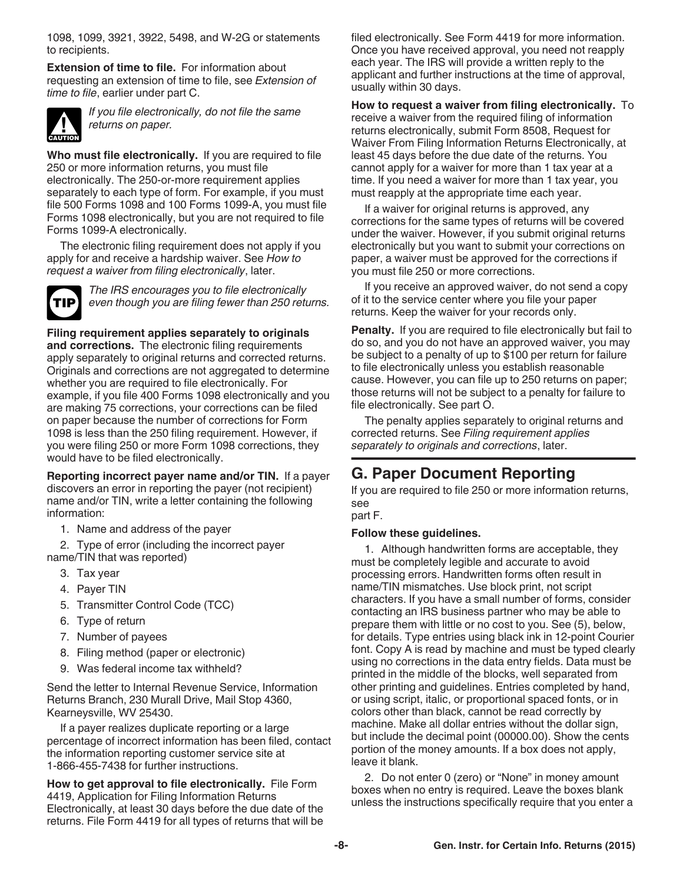1098, 1099, 3921, 3922, 5498, and W-2G or statements to recipients.

**Extension of time to file.** For information about requesting an extension of time to file, see *Extension of time to file*, earlier under part C.

*If you file electronically, do not file the same returns on paper.*

**Who must file electronically.** If you are required to file 250 or more information returns, you must file electronically. The 250-or-more requirement applies separately to each type of form. For example, if you must file 500 Forms 1098 and 100 Forms 1099-A, you must file Forms 1098 electronically, but you are not required to file Forms 1099-A electronically.

The electronic filing requirement does not apply if you apply for and receive a hardship waiver. See *How to request a waiver from filing electronically*, later.

*The IRS encourages you to file electronically even though you are filing fewer than 250 returns.*

**Filing requirement applies separately to originals and corrections.** The electronic filing requirements apply separately to original returns and corrected returns. Originals and corrections are not aggregated to determine whether you are required to file electronically. For example, if you file 400 Forms 1098 electronically and you are making 75 corrections, your corrections can be filed on paper because the number of corrections for Form 1098 is less than the 250 filing requirement. However, if you were filing 250 or more Form 1098 corrections, they would have to be filed electronically.

**Reporting incorrect payer name and/or TIN.** If a payer discovers an error in reporting the payer (not recipient) name and/or TIN, write a letter containing the following information:

1. Name and address of the payer
2. Type of error (including the incorrect payer name/TIN that was reported)
3. Tax year
4. Payer TIN
5. Transmitter Control Code (TCC)
6. Type of return
7. Number of payees
8. Filing method (paper or electronic)
9. Was federal income tax withheld?

Send the letter to Internal Revenue Service, Information Returns Branch, 230 Murall Drive, Mail Stop 4360, Kearneysville, WV 25430.

If a payer realizes duplicate reporting or a large percentage of incorrect information has been filed, contact the information reporting customer service site at 1-866-455-7438 for further instructions.

**How to get approval to file electronically.** File Form 4419, Application for Filing Information Returns Electronically, at least 30 days before the due date of the returns. File Form 4419 for all types of returns that will be filed electronically. See Form 4419 for more information. Once you have received approval, you need not reapply each year. The IRS will provide a written reply to the applicant and further instructions at the time of approval, usually within 30 days.

**How to request a waiver from filing electronically.** To receive a waiver from the required filing of information returns electronically, submit Form 8508, Request for Waiver From Filing Information Returns Electronically, at least 45 days before the due date of the returns. You cannot apply for a waiver for more than 1 tax year at a time. If you need a waiver for more than 1 tax year, you must reapply at the appropriate time each year.

If a waiver for original returns is approved, any corrections for the same types of returns will be covered under the waiver. However, if you submit original returns electronically but you want to submit your corrections on paper, a waiver must be approved for the corrections if you must file 250 or more corrections.

If you receive an approved waiver, do not send a copy of it to the service center where you file your paper returns. Keep the waiver for your records only.

**Penalty.** If you are required to file electronically but fail to do so, and you do not have an approved waiver, you may be subject to a penalty of up to $100 per return for failure to file electronically unless you establish reasonable cause. However, you can file up to 250 returns on paper; those returns will not be subject to a penalty for failure to file electronically. See part O.

The penalty applies separately to original returns and corrected returns. See *Filing requirement applies separately to originals and corrections*, later.

## G. Paper Document Reporting

If you are required to file 250 or more information returns, see part F.

**Follow these guidelines.**

1. Although handwritten forms are acceptable, they must be completely legible and accurate to avoid processing errors. Handwritten forms often result in name/TIN mismatches. Use block print, not script characters. If you have a small number of forms, consider contacting an IRS business partner who may be able to prepare them with little or no cost to you. See (5), below, for details. Type entries using black ink in 12-point Courier font. Copy A is read by machine and must be typed clearly using no corrections in the data entry fields. Data must be printed in the middle of the blocks, well separated from other printing and guidelines. Entries completed by hand, or using script, italic, or proportional spaced fonts, or in colors other than black, cannot be read correctly by machine. Make all dollar entries without the dollar sign, but include the decimal point (00000.00). Show the cents portion of the money amounts. If a box does not apply, leave it blank.

2. Do not enter 0 (zero) or "None" in money amount boxes when no entry is required. Leave the boxes blank unless the instructions specifically require that you enter a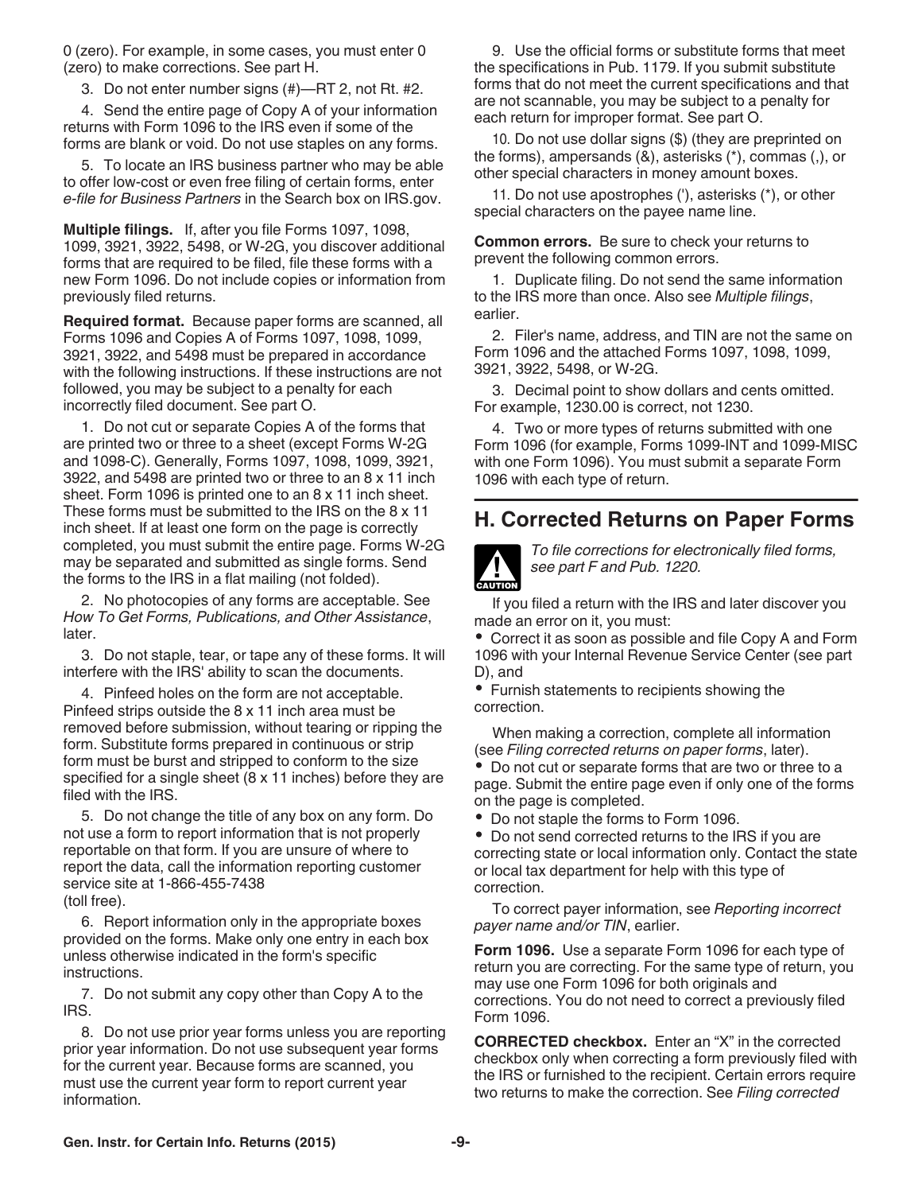0 (zero). For example, in some cases, you must enter 0 (zero) to make corrections. See part H.

3. Do not enter number signs (#)—RT 2, not Rt. #2.

4. Send the entire page of Copy A of your information returns with Form 1096 to the IRS even if some of the forms are blank or void. Do not use staples on any forms.

5. To locate an IRS business partner who may be able to offer low-cost or even free filing of certain forms, enter *e-file for Business Partners* in the Search box on IRS.gov.

**Multiple filings.** If, after you file Forms 1097, 1098, 1099, 3921, 3922, 5498, or W-2G, you discover additional forms that are required to be filed, file these forms with a new Form 1096. Do not include copies or information from previously filed returns.

**Required format.** Because paper forms are scanned, all Forms 1096 and Copies A of Forms 1097, 1098, 1099, 3921, 3922, and 5498 must be prepared in accordance with the following instructions. If these instructions are not followed, you may be subject to a penalty for each incorrectly filed document. See part O.

1. Do not cut or separate Copies A of the forms that are printed two or three to a sheet (except Forms W-2G and 1098-C). Generally, Forms 1097, 1098, 1099, 3921, 3922, and 5498 are printed two or three to an 8 x 11 inch sheet. Form 1096 is printed one to an 8 x 11 inch sheet. These forms must be submitted to the IRS on the 8 x 11 inch sheet. If at least one form on the page is correctly completed, you must submit the entire page. Forms W-2G may be separated and submitted as single forms. Send the forms to the IRS in a flat mailing (not folded).

2. No photocopies of any forms are acceptable. See *How To Get Forms, Publications, and Other Assistance*, later.

3. Do not staple, tear, or tape any of these forms. It will interfere with the IRS' ability to scan the documents.

4. Pinfeed holes on the form are not acceptable. Pinfeed strips outside the 8 x 11 inch area must be removed before submission, without tearing or ripping the form. Substitute forms prepared in continuous or strip form must be burst and stripped to conform to the size specified for a single sheet (8 x 11 inches) before they are filed with the IRS.

5. Do not change the title of any box on any form. Do not use a form to report information that is not properly reportable on that form. If you are unsure of where to report the data, call the information reporting customer service site at 1-866-455-7438 (toll free).

6. Report information only in the appropriate boxes provided on the forms. Make only one entry in each box unless otherwise indicated in the form's specific instructions.

7. Do not submit any copy other than Copy A to the IRS.

8. Do not use prior year forms unless you are reporting prior year information. Do not use subsequent year forms for the current year. Because forms are scanned, you must use the current year form to report current year information.

9. Use the official forms or substitute forms that meet the specifications in Pub. 1179. If you submit substitute forms that do not meet the current specifications and that are not scannable, you may be subject to a penalty for each return for improper format. See part O.

10. Do not use dollar signs ($) (they are preprinted on the forms), ampersands (&), asterisks (*), commas (,), or other special characters in money amount boxes.

11. Do not use apostrophes ('), asterisks (*), or other special characters on the payee name line.

**Common errors.** Be sure to check your returns to prevent the following common errors.

1. Duplicate filing. Do not send the same information to the IRS more than once. Also see *Multiple filings*, earlier.

2. Filer's name, address, and TIN are not the same on Form 1096 and the attached Forms 1097, 1098, 1099, 3921, 3922, 5498, or W-2G.

3. Decimal point to show dollars and cents omitted. For example, 1230.00 is correct, not 1230.

4. Two or more types of returns submitted with one Form 1096 (for example, Forms 1099-INT and 1099-MISC with one Form 1096). You must submit a separate Form 1096 with each type of return.

## H. Corrected Returns on Paper Forms

CAUTION: *To file corrections for electronically filed forms, see part F and Pub. 1220.*

If you filed a return with the IRS and later discover you made an error on it, you must:

- Correct it as soon as possible and file Copy A and Form 1096 with your Internal Revenue Service Center (see part D), and
- Furnish statements to recipients showing the correction.

When making a correction, complete all information (see *Filing corrected returns on paper forms*, later).

- Do not cut or separate forms that are two or three to a page. Submit the entire page even if only one of the forms on the page is completed.
- Do not staple the forms to Form 1096.
- Do not send corrected returns to the IRS if you are correcting state or local information only. Contact the state or local tax department for help with this type of correction.

To correct payer information, see *Reporting incorrect payer name and/or TIN*, earlier.

**Form 1096.** Use a separate Form 1096 for each type of return you are correcting. For the same type of return, you may use one Form 1096 for both originals and corrections. You do not need to correct a previously filed Form 1096.

**CORRECTED checkbox.** Enter an "X" in the corrected checkbox only when correcting a form previously filed with the IRS or furnished to the recipient. Certain errors require two returns to make the correction. See *Filing corrected*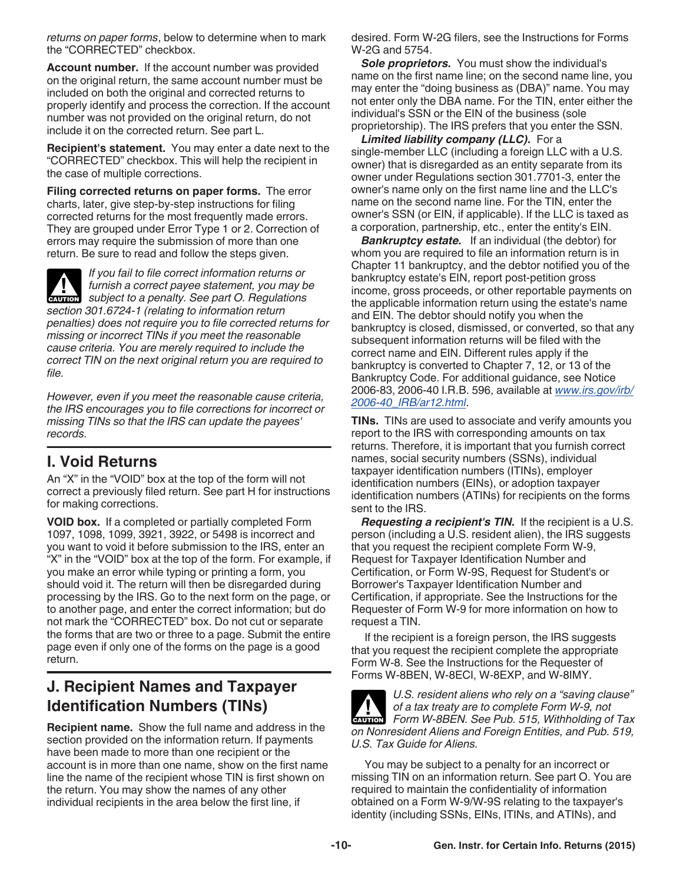*returns on paper forms*, below to determine when to mark the "CORRECTED" checkbox.

**Account number.** If the account number was provided on the original return, the same account number must be included on both the original and corrected returns to properly identify and process the correction. If the account number was not provided on the original return, do not include it on the corrected return. See part L.

**Recipient's statement.** You may enter a date next to the "CORRECTED" checkbox. This will help the recipient in the case of multiple corrections.

**Filing corrected returns on paper forms.** The error charts, later, give step-by-step instructions for filing corrected returns for the most frequently made errors. They are grouped under Error Type 1 or 2. Correction of errors may require the submission of more than one return. Be sure to read and follow the steps given.

**CAUTION**

*If you fail to file correct information returns or furnish a correct payee statement, you may be subject to a penalty. See part O. Regulations section 301.6724-1 (relating to information return penalties) does not require you to file corrected returns for missing or incorrect TINs if you meet the reasonable cause criteria. You are merely required to include the correct TIN on the next original return you are required to file.*

*However, even if you meet the reasonable cause criteria, the IRS encourages you to file corrections for incorrect or missing TINs so that the IRS can update the payees' records.*

## I. Void Returns

An "X" in the "VOID" box at the top of the form will not correct a previously filed return. See part H for instructions for making corrections.

**VOID box.** If a completed or partially completed Form 1097, 1098, 1099, 3921, 3922, or 5498 is incorrect and you want to void it before submission to the IRS, enter an "X" in the "VOID" box at the top of the form. For example, if you make an error while typing or printing a form, you should void it. The return will then be disregarded during processing by the IRS. Go to the next form on the page, or to another page, and enter the correct information; but do not mark the "CORRECTED" box. Do not cut or separate the forms that are two or three to a page. Submit the entire page even if only one of the forms on the page is a good return.

## J. Recipient Names and Taxpayer Identification Numbers (TINs)

**Recipient name.** Show the full name and address in the section provided on the information return. If payments have been made to more than one recipient or the account is in more than one name, show on the first name line the name of the recipient whose TIN is first shown on the return. You may show the names of any other individual recipients in the area below the first line, if desired. Form W-2G filers, see the Instructions for Forms W-2G and 5754.

***Sole proprietors.*** You must show the individual's name on the first name line; on the second name line, you may enter the "doing business as (DBA)" name. You may not enter only the DBA name. For the TIN, enter either the individual's SSN or the EIN of the business (sole proprietorship). The IRS prefers that you enter the SSN.

***Limited liability company (LLC).*** For a single-member LLC (including a foreign LLC with a U.S. owner) that is disregarded as an entity separate from its owner under Regulations section 301.7701-3, enter the owner's name only on the first name line and the LLC's name on the second name line. For the TIN, enter the owner's SSN (or EIN, if applicable). If the LLC is taxed as a corporation, partnership, etc., enter the entity's EIN.

***Bankruptcy estate.*** If an individual (the debtor) for whom you are required to file an information return is in Chapter 11 bankruptcy, and the debtor notified you of the bankruptcy estate's EIN, report post-petition gross income, gross proceeds, or other reportable payments on the applicable information return using the estate's name and EIN. The debtor should notify you when the bankruptcy is closed, dismissed, or converted, so that any subsequent information returns will be filed with the correct name and EIN. Different rules apply if the bankruptcy is converted to Chapter 7, 12, or 13 of the Bankruptcy Code. For additional guidance, see Notice 2006-83, 2006-40 I.R.B. 596, available at *www.irs.gov/irb/2006-40_IRB/ar12.html*.

**TINs.** TINs are used to associate and verify amounts you report to the IRS with corresponding amounts on tax returns. Therefore, it is important that you furnish correct names, social security numbers (SSNs), individual taxpayer identification numbers (ITINs), employer identification numbers (EINs), or adoption taxpayer identification numbers (ATINs) for recipients on the forms sent to the IRS.

***Requesting a recipient's TIN.*** If the recipient is a U.S. person (including a U.S. resident alien), the IRS suggests that you request the recipient complete Form W-9, Request for Taxpayer Identification Number and Certification, or Form W-9S, Request for Student's or Borrower's Taxpayer Identification Number and Certification, if appropriate. See the Instructions for the Requester of Form W-9 for more information on how to request a TIN.

If the recipient is a foreign person, the IRS suggests that you request the recipient complete the appropriate Form W-8. See the Instructions for the Requester of Forms W-8BEN, W-8ECI, W-8EXP, and W-8IMY.

**CAUTION**

*U.S. resident aliens who rely on a "saving clause" of a tax treaty are to complete Form W-9, not Form W-8BEN. See Pub. 515, Withholding of Tax on Nonresident Aliens and Foreign Entities, and Pub. 519, U.S. Tax Guide for Aliens.*

You may be subject to a penalty for an incorrect or missing TIN on an information return. See part O. You are required to maintain the confidentiality of information obtained on a Form W-9/W-9S relating to the taxpayer's identity (including SSNs, EINs, ITINs, and ATINs), and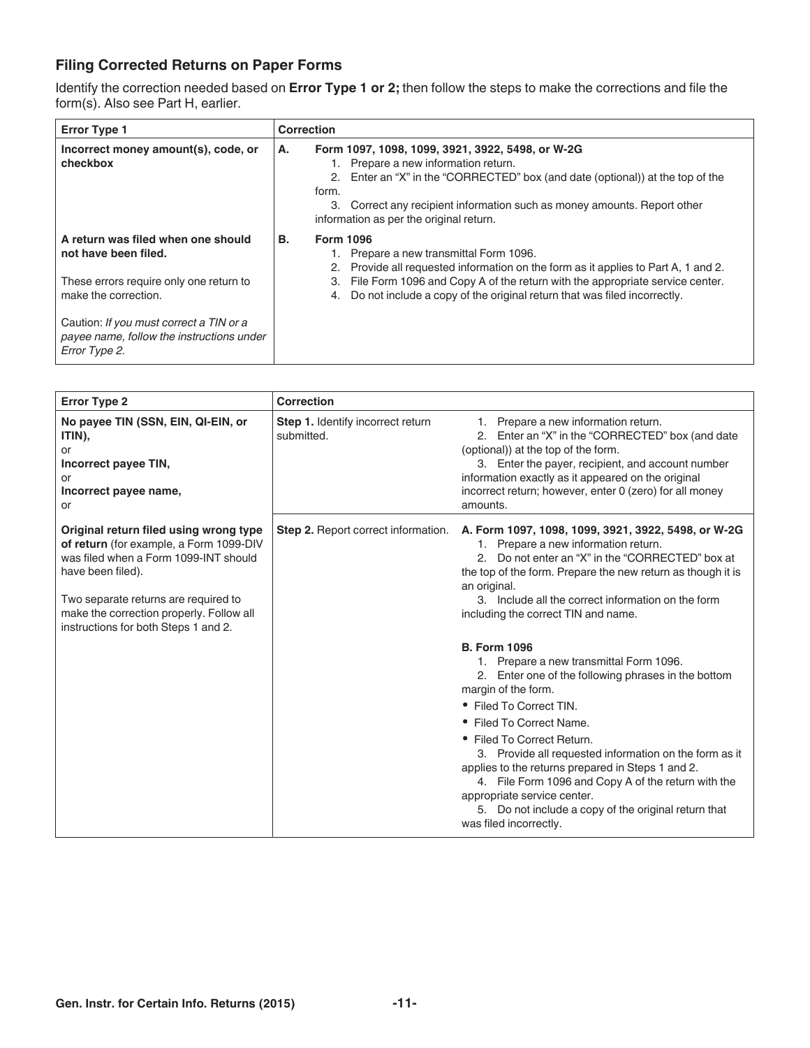### Filing Corrected Returns on Paper Forms

Identify the correction needed based on **Error Type 1 or 2;** then follow the steps to make the corrections and file the form(s). Also see Part H, earlier.

| Error Type 1 | Correction |
| --- | --- |
| **Incorrect money amount(s), code, or checkbox** | **A. Form 1097, 1098, 1099, 3921, 3922, 5498, or W-2G**<br>1. Prepare a new information return.<br>2. Enter an "X" in the "CORRECTED" box (and date (optional)) at the top of the form.<br>3. Correct any recipient information such as money amounts. Report other information as per the original return. |
| **A return was filed when one should not have been filed.**<br><br>These errors require only one return to make the correction.<br><br>Caution: *If you must correct a TIN or a payee name, follow the instructions under Error Type 2.* | **B. Form 1096**<br>1. Prepare a new transmittal Form 1096.<br>2. Provide all requested information on the form as it applies to Part A, 1 and 2.<br>3. File Form 1096 and Copy A of the return with the appropriate service center.<br>4. Do not include a copy of the original return that was filed incorrectly. |

| Error Type 2 | Correction | |
| --- | --- | --- |
| **No payee TIN (SSN, EIN, QI-EIN, or ITIN),**<br>or<br>**Incorrect payee TIN,**<br>or<br>**Incorrect payee name,**<br>or | **Step 1.** Identify incorrect return submitted. | 1. Prepare a new information return.<br>2. Enter an "X" in the "CORRECTED" box (and date (optional)) at the top of the form.<br>3. Enter the payer, recipient, and account number information exactly as it appeared on the original incorrect return; however, enter 0 (zero) for all money amounts. |
| **Original return filed using wrong type of return** (for example, a Form 1099-DIV was filed when a Form 1099-INT should have been filed).<br><br>Two separate returns are required to make the correction properly. Follow all instructions for both Steps 1 and 2. | **Step 2.** Report correct information. | **A. Form 1097, 1098, 1099, 3921, 3922, 5498, or W-2G**<br>1. Prepare a new information return.<br>2. Do not enter an "X" in the "CORRECTED" box at the top of the form. Prepare the new return as though it is an original.<br>3. Include all the correct information on the form including the correct TIN and name.<br><br>**B. Form 1096**<br>1. Prepare a new transmittal Form 1096.<br>2. Enter one of the following phrases in the bottom margin of the form.<br>• Filed To Correct TIN.<br>• Filed To Correct Name.<br>• Filed To Correct Return.<br>3. Provide all requested information on the form as it applies to the returns prepared in Steps 1 and 2.<br>4. File Form 1096 and Copy A of the return with the appropriate service center.<br>5. Do not include a copy of the original return that was filed incorrectly. |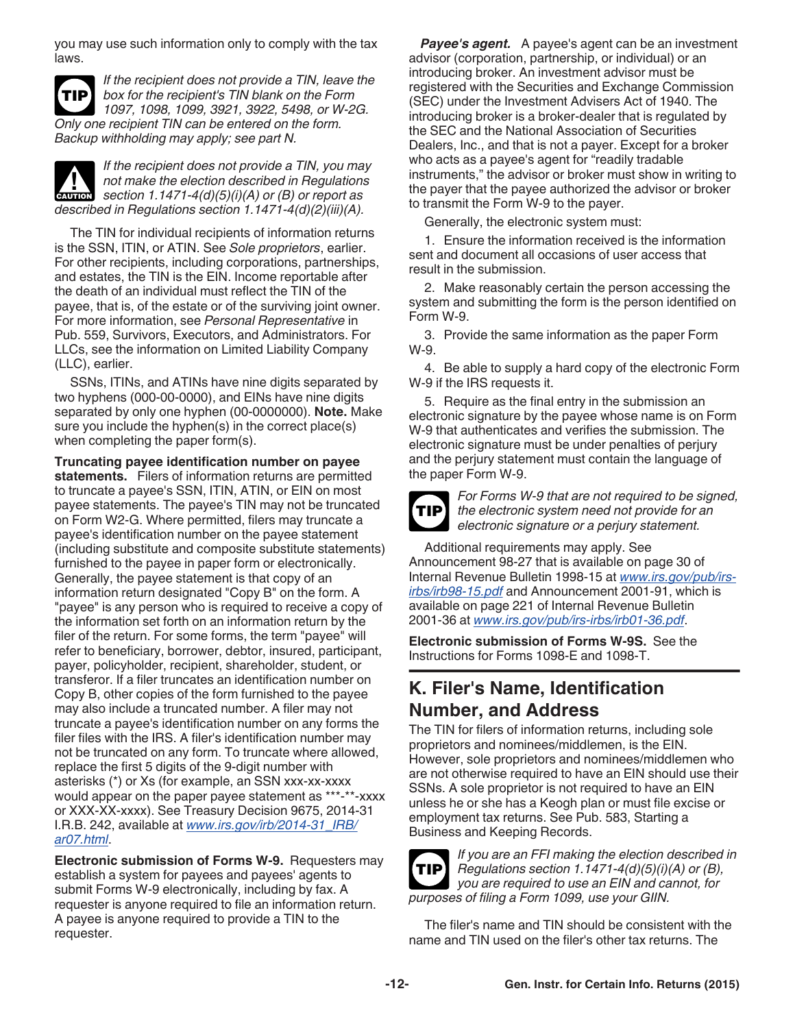you may use such information only to comply with the tax laws.

> **TIP** *If the recipient does not provide a TIN, leave the box for the recipient's TIN blank on the Form 1097, 1098, 1099, 3921, 3922, 5498, or W-2G. Only one recipient TIN can be entered on the form. Backup withholding may apply; see part N.*

> **CAUTION** *If the recipient does not provide a TIN, you may not make the election described in Regulations section 1.1471-4(d)(5)(i)(A) or (B) or report as described in Regulations section 1.1471-4(d)(2)(iii)(A).*

The TIN for individual recipients of information returns is the SSN, ITIN, or ATIN. See *Sole proprietors*, earlier. For other recipients, including corporations, partnerships, and estates, the TIN is the EIN. Income reportable after the death of an individual must reflect the TIN of the payee, that is, of the estate or of the surviving joint owner. For more information, see *Personal Representative* in Pub. 559, Survivors, Executors, and Administrators. For LLCs, see the information on Limited Liability Company (LLC), earlier.

SSNs, ITINs, and ATINs have nine digits separated by two hyphens (000-00-0000), and EINs have nine digits separated by only one hyphen (00-0000000). **Note.** Make sure you include the hyphen(s) in the correct place(s) when completing the paper form(s).

**Truncating payee identification number on payee statements.** Filers of information returns are permitted to truncate a payee's SSN, ITIN, ATIN, or EIN on most payee statements. The payee's TIN may not be truncated on Form W2-G. Where permitted, filers may truncate a payee's identification number on the payee statement (including substitute and composite substitute statements) furnished to the payee in paper form or electronically. Generally, the payee statement is that copy of an information return designated "Copy B" on the form. A "payee" is any person who is required to receive a copy of the information set forth on an information return by the filer of the return. For some forms, the term "payee" will refer to beneficiary, borrower, debtor, insured, participant, payer, policyholder, recipient, shareholder, student, or transferor. If a filer truncates an identification number on Copy B, other copies of the form furnished to the payee may also include a truncated number. A filer may not truncate a payee's identification number on any forms the filer files with the IRS. A filer's identification number may not be truncated on any form. To truncate where allowed, replace the first 5 digits of the 9-digit number with asterisks (*) or Xs (for example, an SSN xxx-xx-xxxx would appear on the paper payee statement as ***-**-xxxx or XXX-XX-xxxx). See Treasury Decision 9675, 2014-31 I.R.B. 242, available at *www.irs.gov/irb/2014-31_IRB/ar07.html*.

**Electronic submission of Forms W-9.** Requesters may establish a system for payees and payees' agents to submit Forms W-9 electronically, including by fax. A requester is anyone required to file an information return. A payee is anyone required to provide a TIN to the requester.

***Payee's agent.*** A payee's agent can be an investment advisor (corporation, partnership, or individual) or an introducing broker. An investment advisor must be registered with the Securities and Exchange Commission (SEC) under the Investment Advisers Act of 1940. The introducing broker is a broker-dealer that is regulated by the SEC and the National Association of Securities Dealers, Inc., and that is not a payer. Except for a broker who acts as a payee's agent for "readily tradable instruments," the advisor or broker must show in writing to the payer that the payee authorized the advisor or broker to transmit the Form W-9 to the payer.

Generally, the electronic system must:

1. Ensure the information received is the information sent and document all occasions of user access that result in the submission.

2. Make reasonably certain the person accessing the system and submitting the form is the person identified on Form W-9.

3. Provide the same information as the paper Form W-9.

4. Be able to supply a hard copy of the electronic Form W-9 if the IRS requests it.

5. Require as the final entry in the submission an electronic signature by the payee whose name is on Form W-9 that authenticates and verifies the submission. The electronic signature must be under penalties of perjury and the perjury statement must contain the language of the paper Form W-9.

> **TIP** *For Forms W-9 that are not required to be signed, the electronic system need not provide for an electronic signature or a perjury statement.*

Additional requirements may apply. See Announcement 98-27 that is available on page 30 of Internal Revenue Bulletin 1998-15 at *www.irs.gov/pub/irs-irbs/irb98-15.pdf* and Announcement 2001-91, which is available on page 221 of Internal Revenue Bulletin 2001-36 at *www.irs.gov/pub/irs-irbs/irb01-36.pdf*.

**Electronic submission of Forms W-9S.** See the Instructions for Forms 1098-E and 1098-T.

## K. Filer's Name, Identification Number, and Address

The TIN for filers of information returns, including sole proprietors and nominees/middlemen, is the EIN. However, sole proprietors and nominees/middlemen who are not otherwise required to have an EIN should use their SSNs. A sole proprietor is not required to have an EIN unless he or she has a Keogh plan or must file excise or employment tax returns. See Pub. 583, Starting a Business and Keeping Records.

> **TIP** *If you are an FFI making the election described in Regulations section 1.1471-4(d)(5)(i)(A) or (B), you are required to use an EIN and cannot, for purposes of filing a Form 1099, use your GIIN.*

The filer's name and TIN should be consistent with the name and TIN used on the filer's other tax returns. The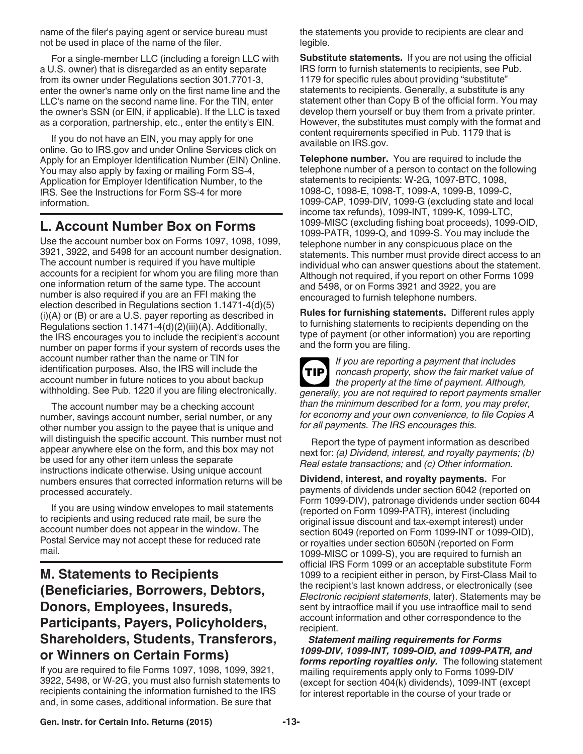name of the filer's paying agent or service bureau must not be used in place of the name of the filer.

For a single-member LLC (including a foreign LLC with a U.S. owner) that is disregarded as an entity separate from its owner under Regulations section 301.7701-3, enter the owner's name only on the first name line and the LLC's name on the second name line. For the TIN, enter the owner's SSN (or EIN, if applicable). If the LLC is taxed as a corporation, partnership, etc., enter the entity's EIN.

If you do not have an EIN, you may apply for one online. Go to IRS.gov and under Online Services click on Apply for an Employer Identification Number (EIN) Online. You may also apply by faxing or mailing Form SS-4, Application for Employer Identification Number, to the IRS. See the Instructions for Form SS-4 for more information.

## L. Account Number Box on Forms

Use the account number box on Forms 1097, 1098, 1099, 3921, 3922, and 5498 for an account number designation. The account number is required if you have multiple accounts for a recipient for whom you are filing more than one information return of the same type. The account number is also required if you are an FFI making the election described in Regulations section 1.1471-4(d)(5)(i)(A) or (B) or are a U.S. payer reporting as described in Regulations section 1.1471-4(d)(2)(iii)(A). Additionally, the IRS encourages you to include the recipient's account number on paper forms if your system of records uses the account number rather than the name or TIN for identification purposes. Also, the IRS will include the account number in future notices to you about backup withholding. See Pub. 1220 if you are filing electronically.

The account number may be a checking account number, savings account number, serial number, or any other number you assign to the payee that is unique and will distinguish the specific account. This number must not appear anywhere else on the form, and this box may not be used for any other item unless the separate instructions indicate otherwise. Using unique account numbers ensures that corrected information returns will be processed accurately.

If you are using window envelopes to mail statements to recipients and using reduced rate mail, be sure the account number does not appear in the window. The Postal Service may not accept these for reduced rate mail.

## M. Statements to Recipients (Beneficiaries, Borrowers, Debtors, Donors, Employees, Insureds, Participants, Payers, Policyholders, Shareholders, Students, Transferors, or Winners on Certain Forms)

If you are required to file Forms 1097, 1098, 1099, 3921, 3922, 5498, or W-2G, you must also furnish statements to recipients containing the information furnished to the IRS and, in some cases, additional information. Be sure that the statements you provide to recipients are clear and legible.

**Substitute statements.** If you are not using the official IRS form to furnish statements to recipients, see Pub. 1179 for specific rules about providing "substitute" statements to recipients. Generally, a substitute is any statement other than Copy B of the official form. You may develop them yourself or buy them from a private printer. However, the substitutes must comply with the format and content requirements specified in Pub. 1179 that is available on IRS.gov.

**Telephone number.** You are required to include the telephone number of a person to contact on the following statements to recipients: W-2G, 1097-BTC, 1098, 1098-C, 1098-E, 1098-T, 1099-A, 1099-B, 1099-C, 1099-CAP, 1099-DIV, 1099-G (excluding state and local income tax refunds), 1099-INT, 1099-K, 1099-LTC, 1099-MISC (excluding fishing boat proceeds), 1099-OID, 1099-PATR, 1099-Q, and 1099-S. You may include the telephone number in any conspicuous place on the statements. This number must provide direct access to an individual who can answer questions about the statement. Although not required, if you report on other Forms 1099 and 5498, or on Forms 3921 and 3922, you are encouraged to furnish telephone numbers.

**Rules for furnishing statements.** Different rules apply to furnishing statements to recipients depending on the type of payment (or other information) you are reporting and the form you are filing.

**TIP** *If you are reporting a payment that includes noncash property, show the fair market value of the property at the time of payment. Although, generally, you are not required to report payments smaller than the minimum described for a form, you may prefer, for economy and your own convenience, to file Copies A for all payments. The IRS encourages this.*

Report the type of payment information as described next for: *(a) Dividend, interest, and royalty payments; (b) Real estate transactions;* and *(c) Other information.*

**Dividend, interest, and royalty payments.** For payments of dividends under section 6042 (reported on Form 1099-DIV), patronage dividends under section 6044 (reported on Form 1099-PATR), interest (including original issue discount and tax-exempt interest) under section 6049 (reported on Form 1099-INT or 1099-OID), or royalties under section 6050N (reported on Form 1099-MISC or 1099-S), you are required to furnish an official IRS Form 1099 or an acceptable substitute Form 1099 to a recipient either in person, by First-Class Mail to the recipient's last known address, or electronically (see *Electronic recipient statements*, later). Statements may be sent by intraoffice mail if you use intraoffice mail to send account information and other correspondence to the recipient.

***Statement mailing requirements for Forms 1099-DIV, 1099-INT, 1099-OID, and 1099-PATR, and forms reporting royalties only.*** The following statement mailing requirements apply only to Forms 1099-DIV (except for section 404(k) dividends), 1099-INT (except for interest reportable in the course of your trade or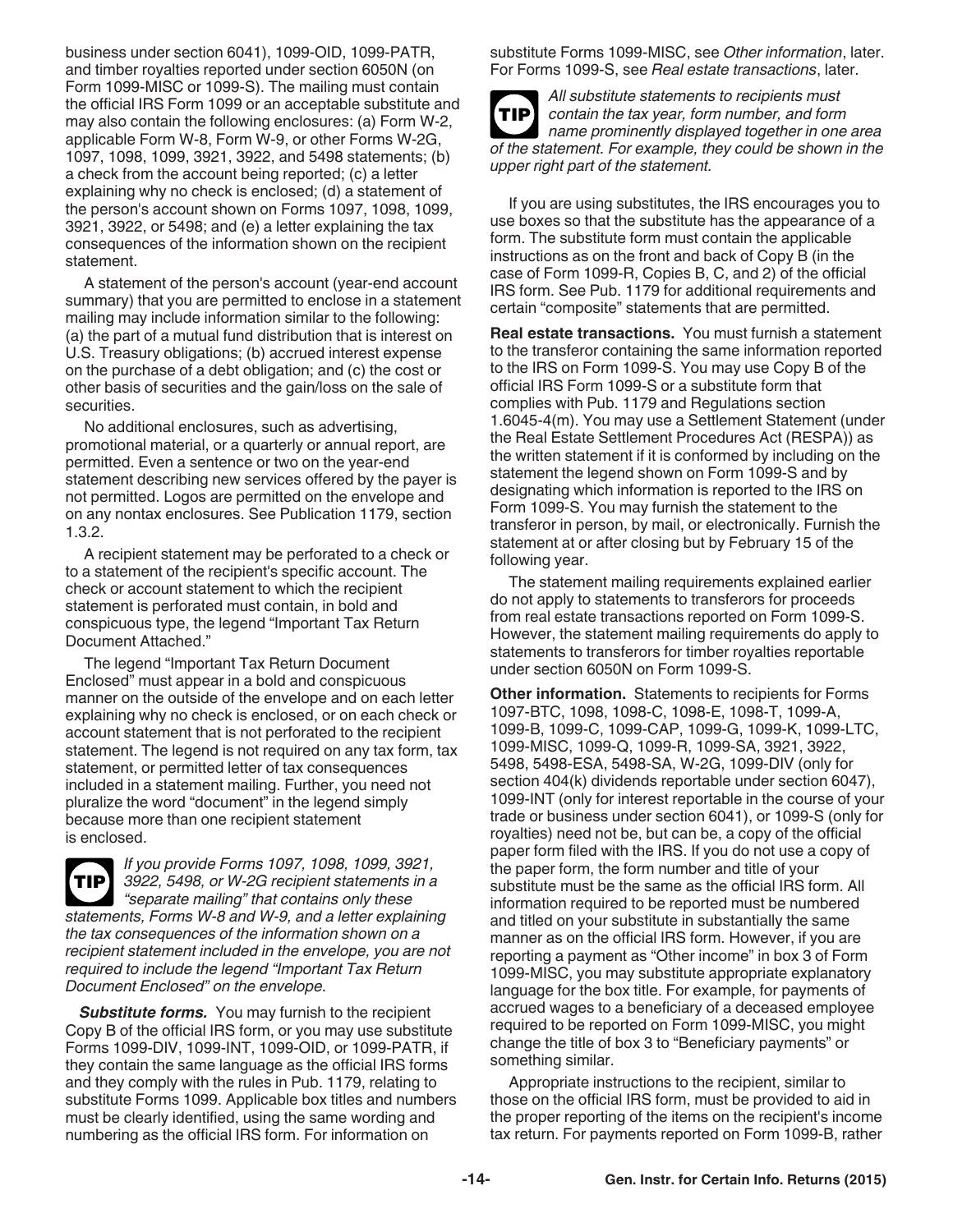business under section 6041), 1099-OID, 1099-PATR, and timber royalties reported under section 6050N (on Form 1099-MISC or 1099-S). The mailing must contain the official IRS Form 1099 or an acceptable substitute and may also contain the following enclosures: (a) Form W-2, applicable Form W-8, Form W-9, or other Forms W-2G, 1097, 1098, 1099, 3921, 3922, and 5498 statements; (b) a check from the account being reported; (c) a letter explaining why no check is enclosed; (d) a statement of the person's account shown on Forms 1097, 1098, 1099, 3921, 3922, or 5498; and (e) a letter explaining the tax consequences of the information shown on the recipient statement.

A statement of the person's account (year-end account summary) that you are permitted to enclose in a statement mailing may include information similar to the following: (a) the part of a mutual fund distribution that is interest on U.S. Treasury obligations; (b) accrued interest expense on the purchase of a debt obligation; and (c) the cost or other basis of securities and the gain/loss on the sale of securities.

No additional enclosures, such as advertising, promotional material, or a quarterly or annual report, are permitted. Even a sentence or two on the year-end statement describing new services offered by the payer is not permitted. Logos are permitted on the envelope and on any nontax enclosures. See Publication 1179, section 1.3.2.

A recipient statement may be perforated to a check or to a statement of the recipient's specific account. The check or account statement to which the recipient statement is perforated must contain, in bold and conspicuous type, the legend "Important Tax Return Document Attached."

The legend "Important Tax Return Document Enclosed" must appear in a bold and conspicuous manner on the outside of the envelope and on each letter explaining why no check is enclosed, or on each check or account statement that is not perforated to the recipient statement. The legend is not required on any tax form, tax statement, or permitted letter of tax consequences included in a statement mailing. Further, you need not pluralize the word "document" in the legend simply because more than one recipient statement is enclosed.

**TIP** *If you provide Forms 1097, 1098, 1099, 3921, 3922, 5498, or W-2G recipient statements in a "separate mailing" that contains only these statements, Forms W-8 and W-9, and a letter explaining the tax consequences of the information shown on a recipient statement included in the envelope, you are not required to include the legend "Important Tax Return Document Enclosed" on the envelope.*

***Substitute forms.*** You may furnish to the recipient Copy B of the official IRS form, or you may use substitute Forms 1099-DIV, 1099-INT, 1099-OID, or 1099-PATR, if they contain the same language as the official IRS forms and they comply with the rules in Pub. 1179, relating to substitute Forms 1099. Applicable box titles and numbers must be clearly identified, using the same wording and numbering as the official IRS form. For information on substitute Forms 1099-MISC, see *Other information*, later. For Forms 1099-S, see *Real estate transactions*, later.

**TIP** *All substitute statements to recipients must contain the tax year, form number, and form name prominently displayed together in one area of the statement. For example, they could be shown in the upper right part of the statement.*

If you are using substitutes, the IRS encourages you to use boxes so that the substitute has the appearance of a form. The substitute form must contain the applicable instructions as on the front and back of Copy B (in the case of Form 1099-R, Copies B, C, and 2) of the official IRS form. See Pub. 1179 for additional requirements and certain "composite" statements that are permitted.

**Real estate transactions.** You must furnish a statement to the transferor containing the same information reported to the IRS on Form 1099-S. You may use Copy B of the official IRS Form 1099-S or a substitute form that complies with Pub. 1179 and Regulations section 1.6045-4(m). You may use a Settlement Statement (under the Real Estate Settlement Procedures Act (RESPA)) as the written statement if it is conformed by including on the statement the legend shown on Form 1099-S and by designating which information is reported to the IRS on Form 1099-S. You may furnish the statement to the transferor in person, by mail, or electronically. Furnish the statement at or after closing but by February 15 of the following year.

The statement mailing requirements explained earlier do not apply to statements to transferors for proceeds from real estate transactions reported on Form 1099-S. However, the statement mailing requirements do apply to statements to transferors for timber royalties reportable under section 6050N on Form 1099-S.

**Other information.** Statements to recipients for Forms 1097-BTC, 1098, 1098-C, 1098-E, 1098-T, 1099-A, 1099-B, 1099-C, 1099-CAP, 1099-G, 1099-K, 1099-LTC, 1099-MISC, 1099-Q, 1099-R, 1099-SA, 3921, 3922, 5498, 5498-ESA, 5498-SA, W-2G, 1099-DIV (only for section 404(k) dividends reportable under section 6047), 1099-INT (only for interest reportable in the course of your trade or business under section 6041), or 1099-S (only for royalties) need not be, but can be, a copy of the official paper form filed with the IRS. If you do not use a copy of the paper form, the form number and title of your substitute must be the same as the official IRS form. All information required to be reported must be numbered and titled on your substitute in substantially the same manner as on the official IRS form. However, if you are reporting a payment as "Other income" in box 3 of Form 1099-MISC, you may substitute appropriate explanatory language for the box title. For example, for payments of accrued wages to a beneficiary of a deceased employee required to be reported on Form 1099-MISC, you might change the title of box 3 to "Beneficiary payments" or something similar.

Appropriate instructions to the recipient, similar to those on the official IRS form, must be provided to aid in the proper reporting of the items on the recipient's income tax return. For payments reported on Form 1099-B, rather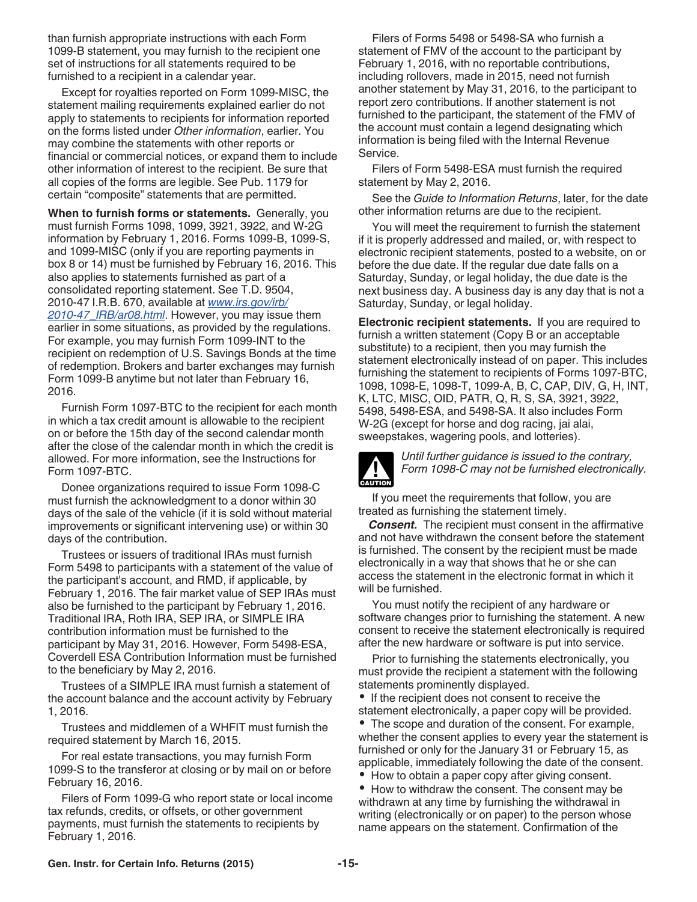than furnish appropriate instructions with each Form 1099-B statement, you may furnish to the recipient one set of instructions for all statements required to be furnished to a recipient in a calendar year.

Except for royalties reported on Form 1099-MISC, the statement mailing requirements explained earlier do not apply to statements to recipients for information reported on the forms listed under *Other information*, earlier. You may combine the statements with other reports or financial or commercial notices, or expand them to include other information of interest to the recipient. Be sure that all copies of the forms are legible. See Pub. 1179 for certain “composite” statements that are permitted.

**When to furnish forms or statements.** Generally, you must furnish Forms 1098, 1099, 3921, 3922, and W-2G information by February 1, 2016. Forms 1099-B, 1099-S, and 1099-MISC (only if you are reporting payments in box 8 or 14) must be furnished by February 16, 2016. This also applies to statements furnished as part of a consolidated reporting statement. See T.D. 9504, 2010-47 I.R.B. 670, available at *www.irs.gov/irb/2010-47_IRB/ar08.html*. However, you may issue them earlier in some situations, as provided by the regulations. For example, you may furnish Form 1099-INT to the recipient on redemption of U.S. Savings Bonds at the time of redemption. Brokers and barter exchanges may furnish Form 1099-B anytime but not later than February 16, 2016.

Furnish Form 1097-BTC to the recipient for each month in which a tax credit amount is allowable to the recipient on or before the 15th day of the second calendar month after the close of the calendar month in which the credit is allowed. For more information, see the Instructions for Form 1097-BTC.

Donee organizations required to issue Form 1098-C must furnish the acknowledgment to a donor within 30 days of the sale of the vehicle (if it is sold without material improvements or significant intervening use) or within 30 days of the contribution.

Trustees or issuers of traditional IRAs must furnish Form 5498 to participants with a statement of the value of the participant's account, and RMD, if applicable, by February 1, 2016. The fair market value of SEP IRAs must also be furnished to the participant by February 1, 2016. Traditional IRA, Roth IRA, SEP IRA, or SIMPLE IRA contribution information must be furnished to the participant by May 31, 2016. However, Form 5498-ESA, Coverdell ESA Contribution Information must be furnished to the beneficiary by May 2, 2016.

Trustees of a SIMPLE IRA must furnish a statement of the account balance and the account activity by February 1, 2016.

Trustees and middlemen of a WHFIT must furnish the required statement by March 16, 2015.

For real estate transactions, you may furnish Form 1099-S to the transferor at closing or by mail on or before February 16, 2016.

Filers of Form 1099-G who report state or local income tax refunds, credits, or offsets, or other government payments, must furnish the statements to recipients by February 1, 2016.

Filers of Forms 5498 or 5498-SA who furnish a statement of FMV of the account to the participant by February 1, 2016, with no reportable contributions, including rollovers, made in 2015, need not furnish another statement by May 31, 2016, to the participant to report zero contributions. If another statement is not furnished to the participant, the statement of the FMV of the account must contain a legend designating which information is being filed with the Internal Revenue Service.

Filers of Form 5498-ESA must furnish the required statement by May 2, 2016.

See the *Guide to Information Returns*, later, for the date other information returns are due to the recipient.

You will meet the requirement to furnish the statement if it is properly addressed and mailed, or, with respect to electronic recipient statements, posted to a website, on or before the due date. If the regular due date falls on a Saturday, Sunday, or legal holiday, the due date is the next business day. A business day is any day that is not a Saturday, Sunday, or legal holiday.

**Electronic recipient statements.** If you are required to furnish a written statement (Copy B or an acceptable substitute) to a recipient, then you may furnish the statement electronically instead of on paper. This includes furnishing the statement to recipients of Forms 1097-BTC, 1098, 1098-E, 1098-T, 1099-A, B, C, CAP, DIV, G, H, INT, K, LTC, MISC, OID, PATR, Q, R, S, SA, 3921, 3922, 5498, 5498-ESA, and 5498-SA. It also includes Form W-2G (except for horse and dog racing, jai alai, sweepstakes, wagering pools, and lotteries).

CAUTION: *Until further guidance is issued to the contrary, Form 1098-C may not be furnished electronically.*

If you meet the requirements that follow, you are treated as furnishing the statement timely.

***Consent.*** The recipient must consent in the affirmative and not have withdrawn the consent before the statement is furnished. The consent by the recipient must be made electronically in a way that shows that he or she can access the statement in the electronic format in which it will be furnished.

You must notify the recipient of any hardware or software changes prior to furnishing the statement. A new consent to receive the statement electronically is required after the new hardware or software is put into service.

Prior to furnishing the statements electronically, you must provide the recipient a statement with the following statements prominently displayed.

- If the recipient does not consent to receive the statement electronically, a paper copy will be provided.
- The scope and duration of the consent. For example, whether the consent applies to every year the statement is furnished or only for the January 31 or February 15, as applicable, immediately following the date of the consent.
- How to obtain a paper copy after giving consent.
- How to withdraw the consent. The consent may be withdrawn at any time by furnishing the withdrawal in writing (electronically or on paper) to the person whose name appears on the statement. Confirmation of the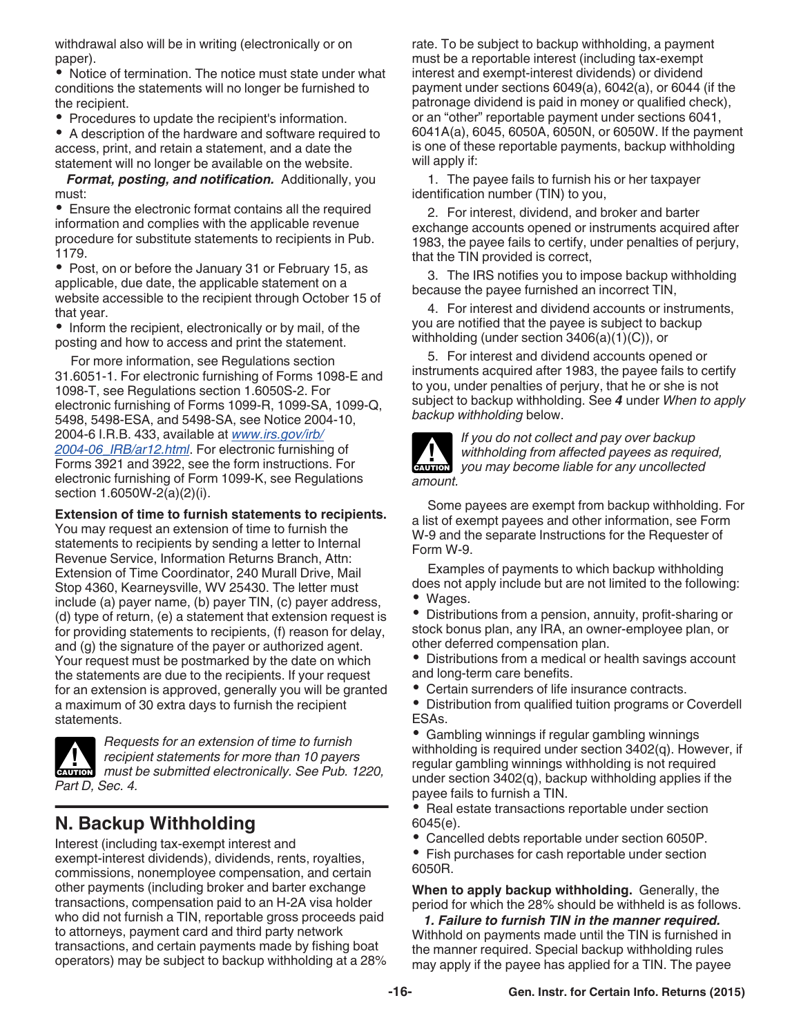withdrawal also will be in writing (electronically or on paper).

- Notice of termination. The notice must state under what conditions the statements will no longer be furnished to the recipient.
- Procedures to update the recipient's information.
- A description of the hardware and software required to access, print, and retain a statement, and a date the statement will no longer be available on the website.

***Format, posting, and notification.*** Additionally, you must:

- Ensure the electronic format contains all the required information and complies with the applicable revenue procedure for substitute statements to recipients in Pub. 1179.
- Post, on or before the January 31 or February 15, as applicable, due date, the applicable statement on a website accessible to the recipient through October 15 of that year.
- Inform the recipient, electronically or by mail, of the posting and how to access and print the statement.

For more information, see Regulations section 31.6051-1. For electronic furnishing of Forms 1098-E and 1098-T, see Regulations section 1.6050S-2. For electronic furnishing of Forms 1099-R, 1099-SA, 1099-Q, 5498, 5498-ESA, and 5498-SA, see Notice 2004-10, 2004-6 I.R.B. 433, available at *www.irs.gov/irb/2004-06_IRB/ar12.html*. For electronic furnishing of Forms 3921 and 3922, see the form instructions. For electronic furnishing of Form 1099-K, see Regulations section 1.6050W-2(a)(2)(i).

**Extension of time to furnish statements to recipients.** You may request an extension of time to furnish the statements to recipients by sending a letter to Internal Revenue Service, Information Returns Branch, Attn: Extension of Time Coordinator, 240 Murall Drive, Mail Stop 4360, Kearneysville, WV 25430. The letter must include (a) payer name, (b) payer TIN, (c) payer address, (d) type of return, (e) a statement that extension request is for providing statements to recipients, (f) reason for delay, and (g) the signature of the payer or authorized agent. Your request must be postmarked by the date on which the statements are due to the recipients. If your request for an extension is approved, generally you will be granted a maximum of 30 extra days to furnish the recipient statements.

CAUTION: *Requests for an extension of time to furnish recipient statements for more than 10 payers must be submitted electronically. See Pub. 1220, Part D, Sec. 4.*

## N. Backup Withholding

Interest (including tax-exempt interest and exempt-interest dividends), dividends, rents, royalties, commissions, nonemployee compensation, and certain other payments (including broker and barter exchange transactions, compensation paid to an H-2A visa holder who did not furnish a TIN, reportable gross proceeds paid to attorneys, payment card and third party network transactions, and certain payments made by fishing boat operators) may be subject to backup withholding at a 28% rate. To be subject to backup withholding, a payment must be a reportable interest (including tax-exempt interest and exempt-interest dividends) or dividend payment under sections 6049(a), 6042(a), or 6044 (if the patronage dividend is paid in money or qualified check), or an “other” reportable payment under sections 6041, 6041A(a), 6045, 6050A, 6050N, or 6050W. If the payment is one of these reportable payments, backup withholding will apply if:

1. The payee fails to furnish his or her taxpayer identification number (TIN) to you,
2. For interest, dividend, and broker and barter exchange accounts opened or instruments acquired after 1983, the payee fails to certify, under penalties of perjury, that the TIN provided is correct,
3. The IRS notifies you to impose backup withholding because the payee furnished an incorrect TIN,
4. For interest and dividend accounts or instruments, you are notified that the payee is subject to backup withholding (under section 3406(a)(1)(C)), or
5. For interest and dividend accounts opened or instruments acquired after 1983, the payee fails to certify to you, under penalties of perjury, that he or she is not subject to backup withholding. See ***4*** under *When to apply backup withholding* below.

CAUTION: *If you do not collect and pay over backup withholding from affected payees as required, you may become liable for any uncollected amount.*

Some payees are exempt from backup withholding. For a list of exempt payees and other information, see Form W-9 and the separate Instructions for the Requester of Form W-9.

Examples of payments to which backup withholding does not apply include but are not limited to the following:

- Wages.
- Distributions from a pension, annuity, profit-sharing or stock bonus plan, any IRA, an owner-employee plan, or other deferred compensation plan.
- Distributions from a medical or health savings account and long-term care benefits.
- Certain surrenders of life insurance contracts.
- Distribution from qualified tuition programs or Coverdell ESAs.
- Gambling winnings if regular gambling winnings withholding is required under section 3402(q). However, if regular gambling winnings withholding is not required under section 3402(q), backup withholding applies if the payee fails to furnish a TIN.
- Real estate transactions reportable under section 6045(e).
- Cancelled debts reportable under section 6050P.
- Fish purchases for cash reportable under section 6050R.

**When to apply backup withholding.** Generally, the period for which the 28% should be withheld is as follows.

***1. Failure to furnish TIN in the manner required.*** Withhold on payments made until the TIN is furnished in the manner required. Special backup withholding rules may apply if the payee has applied for a TIN. The payee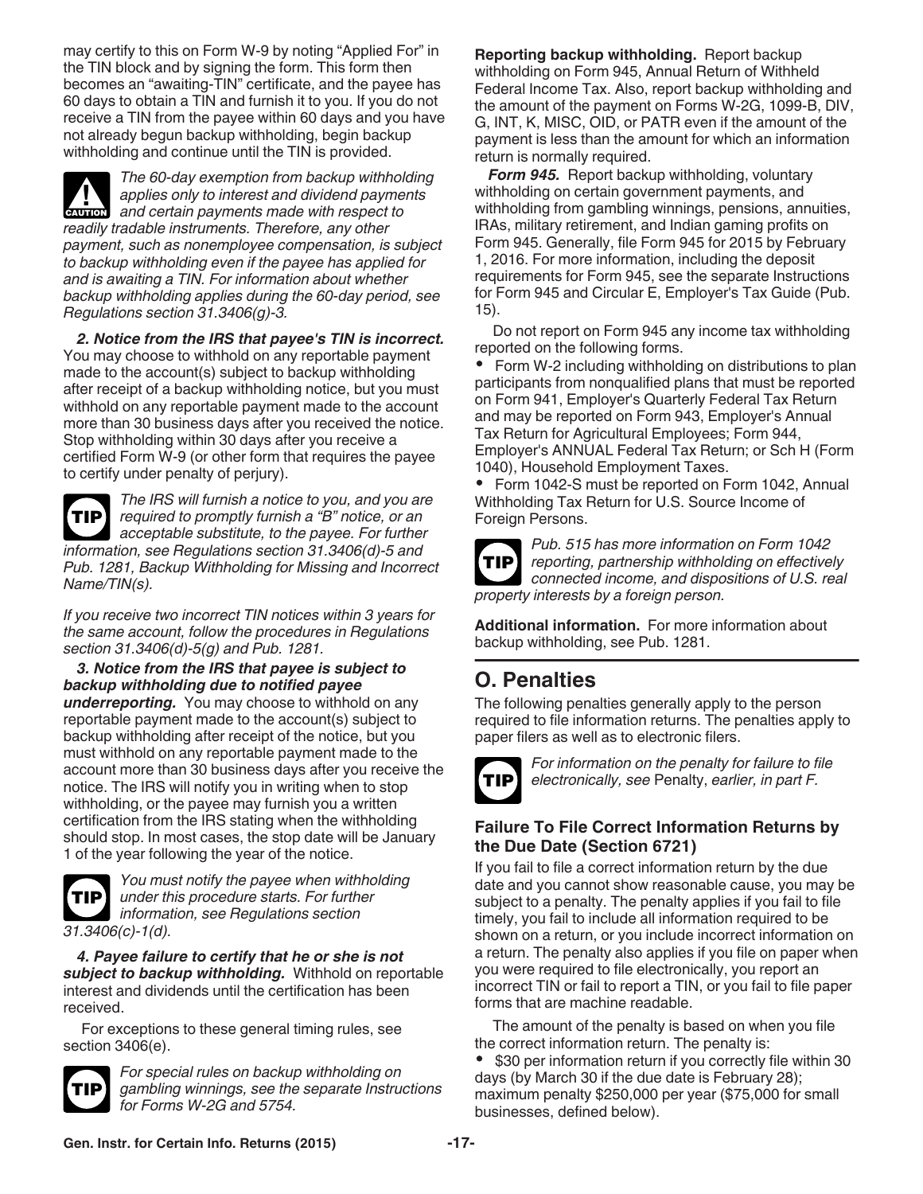may certify to this on Form W-9 by noting “Applied For” in the TIN block and by signing the form. This form then becomes an “awaiting-TIN” certificate, and the payee has 60 days to obtain a TIN and furnish it to you. If you do not receive a TIN from the payee within 60 days and you have not already begun backup withholding, begin backup withholding and continue until the TIN is provided.

**CAUTION** *The 60-day exemption from backup withholding applies only to interest and dividend payments and certain payments made with respect to readily tradable instruments. Therefore, any other payment, such as nonemployee compensation, is subject to backup withholding even if the payee has applied for and is awaiting a TIN. For information about whether backup withholding applies during the 60-day period, see Regulations section 31.3406(g)-3.*

***2. Notice from the IRS that payee's TIN is incorrect.*** You may choose to withhold on any reportable payment made to the account(s) subject to backup withholding after receipt of a backup withholding notice, but you must withhold on any reportable payment made to the account more than 30 business days after you received the notice. Stop withholding within 30 days after you receive a certified Form W-9 (or other form that requires the payee to certify under penalty of perjury).

**TIP** *The IRS will furnish a notice to you, and you are required to promptly furnish a “B” notice, or an acceptable substitute, to the payee. For further information, see Regulations section 31.3406(d)-5 and Pub. 1281, Backup Withholding for Missing and Incorrect Name/TIN(s).*

*If you receive two incorrect TIN notices within 3 years for the same account, follow the procedures in Regulations section 31.3406(d)-5(g) and Pub. 1281.*

***3. Notice from the IRS that payee is subject to backup withholding due to notified payee underreporting.*** You may choose to withhold on any reportable payment made to the account(s) subject to backup withholding after receipt of the notice, but you must withhold on any reportable payment made to the account more than 30 business days after you receive the notice. The IRS will notify you in writing when to stop withholding, or the payee may furnish you a written certification from the IRS stating when the withholding should stop. In most cases, the stop date will be January 1 of the year following the year of the notice.

**TIP** *You must notify the payee when withholding under this procedure starts. For further information, see Regulations section 31.3406(c)-1(d).*

***4. Payee failure to certify that he or she is not subject to backup withholding.*** Withhold on reportable interest and dividends until the certification has been received.

For exceptions to these general timing rules, see section 3406(e).

**TIP** *For special rules on backup withholding on gambling winnings, see the separate Instructions for Forms W-2G and 5754.*

**Reporting backup withholding.** Report backup withholding on Form 945, Annual Return of Withheld Federal Income Tax. Also, report backup withholding and the amount of the payment on Forms W-2G, 1099-B, DIV, G, INT, K, MISC, OID, or PATR even if the amount of the payment is less than the amount for which an information return is normally required.

***Form 945.*** Report backup withholding, voluntary withholding on certain government payments, and withholding from gambling winnings, pensions, annuities, IRAs, military retirement, and Indian gaming profits on Form 945. Generally, file Form 945 for 2015 by February 1, 2016. For more information, including the deposit requirements for Form 945, see the separate Instructions for Form 945 and Circular E, Employer's Tax Guide (Pub. 15).

Do not report on Form 945 any income tax withholding reported on the following forms.

- Form W-2 including withholding on distributions to plan participants from nonqualified plans that must be reported on Form 941, Employer's Quarterly Federal Tax Return and may be reported on Form 943, Employer's Annual Tax Return for Agricultural Employees; Form 944, Employer's ANNUAL Federal Tax Return; or Sch H (Form 1040), Household Employment Taxes.
- Form 1042-S must be reported on Form 1042, Annual Withholding Tax Return for U.S. Source Income of Foreign Persons.

**TIP** *Pub. 515 has more information on Form 1042 reporting, partnership withholding on effectively connected income, and dispositions of U.S. real property interests by a foreign person.*

**Additional information.** For more information about backup withholding, see Pub. 1281.

## O. Penalties

The following penalties generally apply to the person required to file information returns. The penalties apply to paper filers as well as to electronic filers.

**TIP** *For information on the penalty for failure to file electronically, see* Penalty, *earlier, in part F.*

### Failure To File Correct Information Returns by the Due Date (Section 6721)

If you fail to file a correct information return by the due date and you cannot show reasonable cause, you may be subject to a penalty. The penalty applies if you fail to file timely, you fail to include all information required to be shown on a return, or you include incorrect information on a return. The penalty also applies if you file on paper when you were required to file electronically, you report an incorrect TIN or fail to report a TIN, or you fail to file paper forms that are machine readable.

The amount of the penalty is based on when you file the correct information return. The penalty is:

- $30 per information return if you correctly file within 30 days (by March 30 if the due date is February 28); maximum penalty $250,000 per year ($75,000 for small businesses, defined below).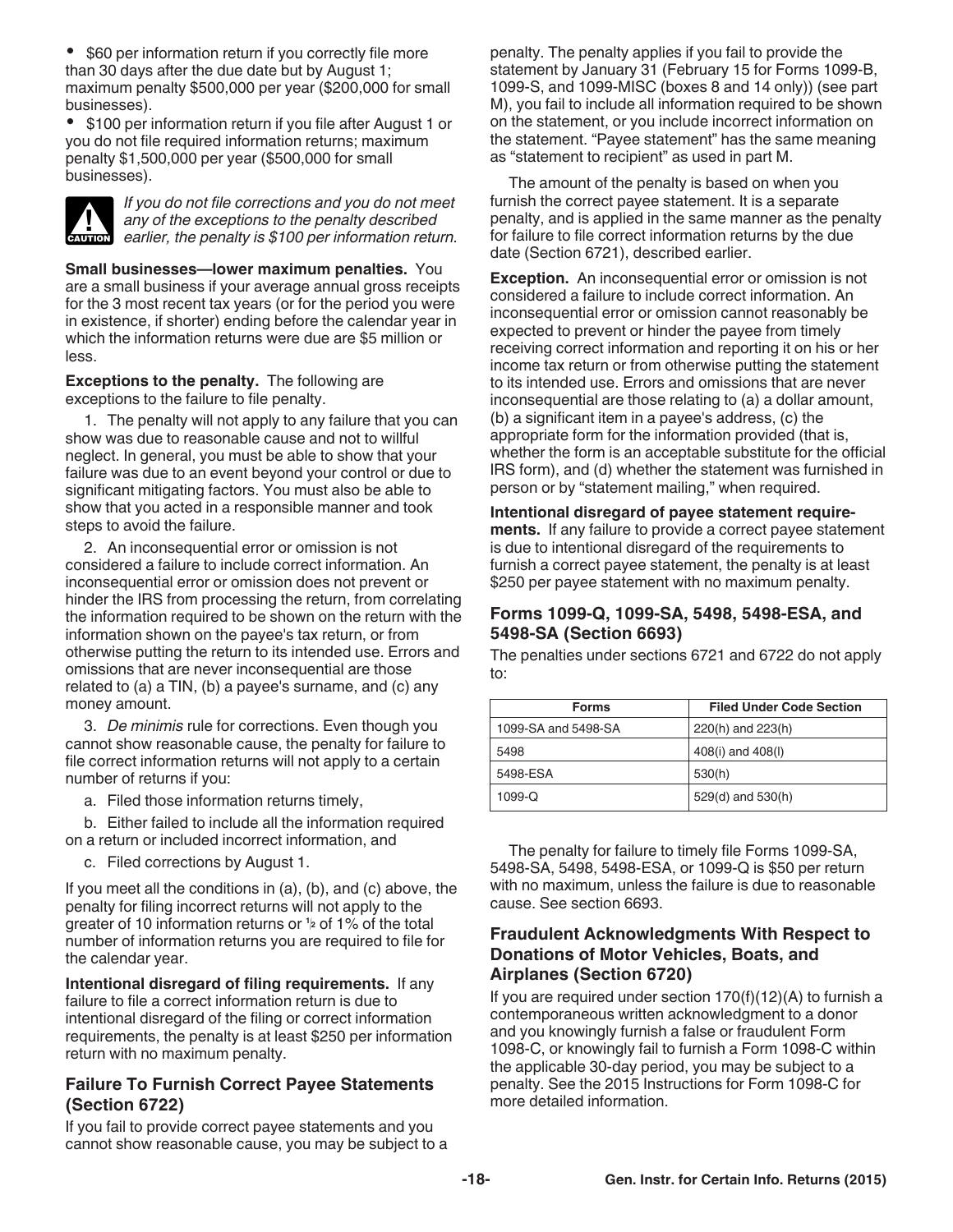- $60 per information return if you correctly file more than 30 days after the due date but by August 1; maximum penalty $500,000 per year ($200,000 for small businesses).
- $100 per information return if you file after August 1 or you do not file required information returns; maximum penalty $1,500,000 per year ($500,000 for small businesses).

**CAUTION** *If you do not file corrections and you do not meet any of the exceptions to the penalty described earlier, the penalty is $100 per information return.*

**Small businesses—lower maximum penalties.** You are a small business if your average annual gross receipts for the 3 most recent tax years (or for the period you were in existence, if shorter) ending before the calendar year in which the information returns were due are $5 million or less.

**Exceptions to the penalty.** The following are exceptions to the failure to file penalty.

1. The penalty will not apply to any failure that you can show was due to reasonable cause and not to willful neglect. In general, you must be able to show that your failure was due to an event beyond your control or due to significant mitigating factors. You must also be able to show that you acted in a responsible manner and took steps to avoid the failure.

2. An inconsequential error or omission is not considered a failure to include correct information. An inconsequential error or omission does not prevent or hinder the IRS from processing the return, from correlating the information required to be shown on the return with the information shown on the payee's tax return, or from otherwise putting the return to its intended use. Errors and omissions that are never inconsequential are those related to (a) a TIN, (b) a payee's surname, and (c) any money amount.

3. *De minimis* rule for corrections. Even though you cannot show reasonable cause, the penalty for failure to file correct information returns will not apply to a certain number of returns if you:

a. Filed those information returns timely,

b. Either failed to include all the information required on a return or included incorrect information, and

c. Filed corrections by August 1.

If you meet all the conditions in (a), (b), and (c) above, the penalty for filing incorrect returns will not apply to the greater of 10 information returns or ½ of 1% of the total number of information returns you are required to file for the calendar year.

**Intentional disregard of filing requirements.** If any failure to file a correct information return is due to intentional disregard of the filing or correct information requirements, the penalty is at least $250 per information return with no maximum penalty.

### Failure To Furnish Correct Payee Statements (Section 6722)

If you fail to provide correct payee statements and you cannot show reasonable cause, you may be subject to a penalty. The penalty applies if you fail to provide the statement by January 31 (February 15 for Forms 1099-B, 1099-S, and 1099-MISC (boxes 8 and 14 only)) (see part M), you fail to include all information required to be shown on the statement, or you include incorrect information on the statement. “Payee statement” has the same meaning as “statement to recipient” as used in part M.

The amount of the penalty is based on when you furnish the correct payee statement. It is a separate penalty, and is applied in the same manner as the penalty for failure to file correct information returns by the due date (Section 6721), described earlier.

**Exception.** An inconsequential error or omission is not considered a failure to include correct information. An inconsequential error or omission cannot reasonably be expected to prevent or hinder the payee from timely receiving correct information and reporting it on his or her income tax return or from otherwise putting the statement to its intended use. Errors and omissions that are never inconsequential are those relating to (a) a dollar amount, (b) a significant item in a payee's address, (c) the appropriate form for the information provided (that is, whether the form is an acceptable substitute for the official IRS form), and (d) whether the statement was furnished in person or by “statement mailing,” when required.

**Intentional disregard of payee statement requirements.** If any failure to provide a correct payee statement is due to intentional disregard of the requirements to furnish a correct payee statement, the penalty is at least $250 per payee statement with no maximum penalty.

### Forms 1099-Q, 1099-SA, 5498, 5498-ESA, and 5498-SA (Section 6693)

The penalties under sections 6721 and 6722 do not apply to:

| Forms | Filed Under Code Section |
| --- | --- |
| 1099-SA and 5498-SA | 220(h) and 223(h) |
| 5498 | 408(i) and 408(l) |
| 5498-ESA | 530(h) |
| 1099-Q | 529(d) and 530(h) |

The penalty for failure to timely file Forms 1099-SA, 5498-SA, 5498, 5498-ESA, or 1099-Q is $50 per return with no maximum, unless the failure is due to reasonable cause. See section 6693.

### Fraudulent Acknowledgments With Respect to Donations of Motor Vehicles, Boats, and Airplanes (Section 6720)

If you are required under section 170(f)(12)(A) to furnish a contemporaneous written acknowledgment to a donor and you knowingly furnish a false or fraudulent Form 1098-C, or knowingly fail to furnish a Form 1098-C within the applicable 30-day period, you may be subject to a penalty. See the 2015 Instructions for Form 1098-C for more detailed information.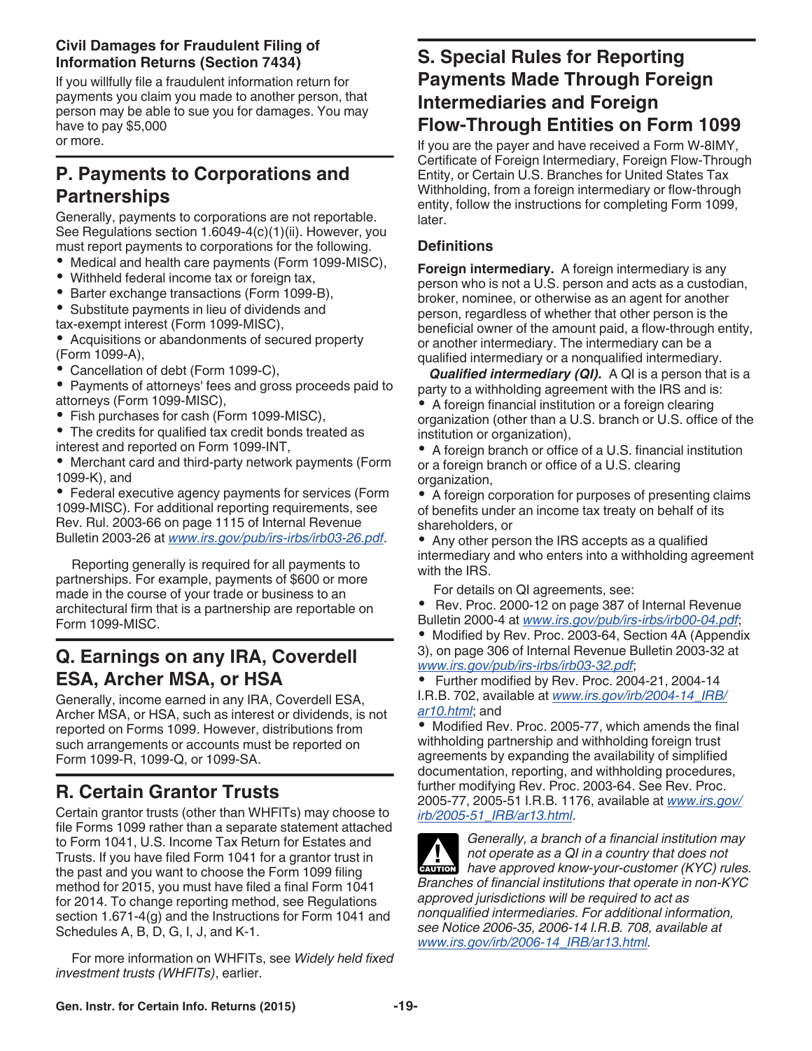### Civil Damages for Fraudulent Filing of Information Returns (Section 7434)

If you willfully file a fraudulent information return for payments you claim you made to another person, that person may be able to sue you for damages. You may have to pay $5,000 or more.

## P. Payments to Corporations and Partnerships

Generally, payments to corporations are not reportable. See Regulations section 1.6049-4(c)(1)(ii). However, you must report payments to corporations for the following.

- Medical and health care payments (Form 1099-MISC),
- Withheld federal income tax or foreign tax,
- Barter exchange transactions (Form 1099-B),
- Substitute payments in lieu of dividends and tax-exempt interest (Form 1099-MISC),
- Acquisitions or abandonments of secured property (Form 1099-A),
- Cancellation of debt (Form 1099-C),
- Payments of attorneys' fees and gross proceeds paid to attorneys (Form 1099-MISC),
- Fish purchases for cash (Form 1099-MISC),
- The credits for qualified tax credit bonds treated as interest and reported on Form 1099-INT,
- Merchant card and third-party network payments (Form 1099-K), and
- Federal executive agency payments for services (Form 1099-MISC). For additional reporting requirements, see Rev. Rul. 2003-66 on page 1115 of Internal Revenue Bulletin 2003-26 at *www.irs.gov/pub/irs-irbs/irb03-26.pdf*.

Reporting generally is required for all payments to partnerships. For example, payments of $600 or more made in the course of your trade or business to an architectural firm that is a partnership are reportable on Form 1099-MISC.

## Q. Earnings on any IRA, Coverdell ESA, Archer MSA, or HSA

Generally, income earned in any IRA, Coverdell ESA, Archer MSA, or HSA, such as interest or dividends, is not reported on Forms 1099. However, distributions from such arrangements or accounts must be reported on Form 1099-R, 1099-Q, or 1099-SA.

## R. Certain Grantor Trusts

Certain grantor trusts (other than WHFITs) may choose to file Forms 1099 rather than a separate statement attached to Form 1041, U.S. Income Tax Return for Estates and Trusts. If you have filed Form 1041 for a grantor trust in the past and you want to choose the Form 1099 filing method for 2015, you must have filed a final Form 1041 for 2014. To change reporting method, see Regulations section 1.671-4(g) and the Instructions for Form 1041 and Schedules A, B, D, G, I, J, and K-1.

For more information on WHFITs, see *Widely held fixed investment trusts (WHFITs)*, earlier.

## S. Special Rules for Reporting Payments Made Through Foreign Intermediaries and Foreign Flow-Through Entities on Form 1099

If you are the payer and have received a Form W-8IMY, Certificate of Foreign Intermediary, Foreign Flow-Through Entity, or Certain U.S. Branches for United States Tax Withholding, from a foreign intermediary or flow-through entity, follow the instructions for completing Form 1099, later.

### Definitions

**Foreign intermediary.** A foreign intermediary is any person who is not a U.S. person and acts as a custodian, broker, nominee, or otherwise as an agent for another person, regardless of whether that other person is the beneficial owner of the amount paid, a flow-through entity, or another intermediary. The intermediary can be a qualified intermediary or a nonqualified intermediary.

***Qualified intermediary (QI).*** A QI is a person that is a party to a withholding agreement with the IRS and is:

- A foreign financial institution or a foreign clearing organization (other than a U.S. branch or U.S. office of the institution or organization),
- A foreign branch or office of a U.S. financial institution or a foreign branch or office of a U.S. clearing organization,
- A foreign corporation for purposes of presenting claims of benefits under an income tax treaty on behalf of its shareholders, or
- Any other person the IRS accepts as a qualified intermediary and who enters into a withholding agreement with the IRS.

For details on QI agreements, see:

- Rev. Proc. 2000-12 on page 387 of Internal Revenue Bulletin 2000-4 at *www.irs.gov/pub/irs-irbs/irb00-04.pdf*;
- Modified by Rev. Proc. 2003-64, Section 4A (Appendix 3), on page 306 of Internal Revenue Bulletin 2003-32 at *www.irs.gov/pub/irs-irbs/irb03-32.pdf*;
- Further modified by Rev. Proc. 2004-21, 2004-14 I.R.B. 702, available at *www.irs.gov/irb/2004-14_IRB/ar10.html*; and
- Modified Rev. Proc. 2005-77, which amends the final withholding partnership and withholding foreign trust agreements by expanding the availability of simplified documentation, reporting, and withholding procedures, further modifying Rev. Proc. 2003-64. See Rev. Proc. 2005-77, 2005-51 I.R.B. 1176, available at *www.irs.gov/irb/2005-51_IRB/ar13.html*.

CAUTION: *Generally, a branch of a financial institution may not operate as a QI in a country that does not have approved know-your-customer (KYC) rules. Branches of financial institutions that operate in non-KYC approved jurisdictions will be required to act as nonqualified intermediaries. For additional information, see Notice 2006-35, 2006-14 I.R.B. 708, available at www.irs.gov/irb/2006-14_IRB/ar13.html.*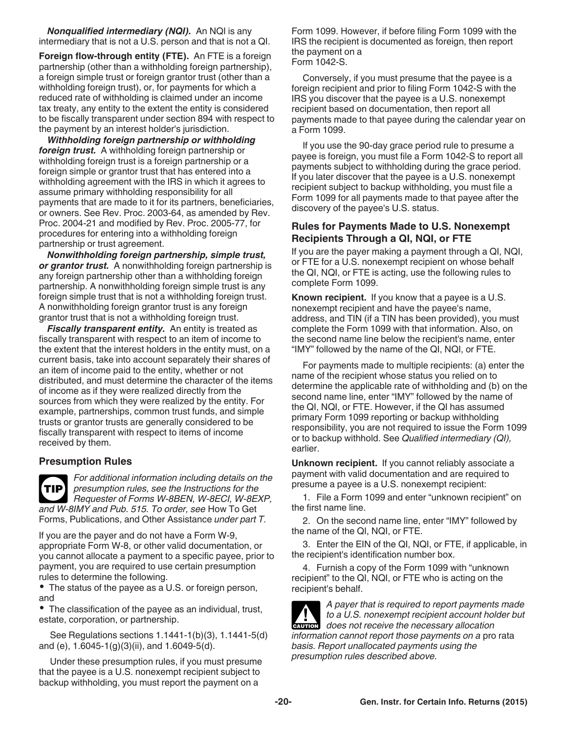***Nonqualified intermediary (NQI).*** An NQI is any intermediary that is not a U.S. person and that is not a QI.

**Foreign flow-through entity (FTE).** An FTE is a foreign partnership (other than a withholding foreign partnership), a foreign simple trust or foreign grantor trust (other than a withholding foreign trust), or, for payments for which a reduced rate of withholding is claimed under an income tax treaty, any entity to the extent the entity is considered to be fiscally transparent under section 894 with respect to the payment by an interest holder's jurisdiction.

***Withholding foreign partnership or withholding foreign trust.*** A withholding foreign partnership or withholding foreign trust is a foreign partnership or a foreign simple or grantor trust that has entered into a withholding agreement with the IRS in which it agrees to assume primary withholding responsibility for all payments that are made to it for its partners, beneficiaries, or owners. See Rev. Proc. 2003-64, as amended by Rev. Proc. 2004-21 and modified by Rev. Proc. 2005-77, for procedures for entering into a withholding foreign partnership or trust agreement.

***Nonwithholding foreign partnership, simple trust, or grantor trust.*** A nonwithholding foreign partnership is any foreign partnership other than a withholding foreign partnership. A nonwithholding foreign simple trust is any foreign simple trust that is not a withholding foreign trust. A nonwithholding foreign grantor trust is any foreign grantor trust that is not a withholding foreign trust.

***Fiscally transparent entity.*** An entity is treated as fiscally transparent with respect to an item of income to the extent that the interest holders in the entity must, on a current basis, take into account separately their shares of an item of income paid to the entity, whether or not distributed, and must determine the character of the items of income as if they were realized directly from the sources from which they were realized by the entity. For example, partnerships, common trust funds, and simple trusts or grantor trusts are generally considered to be fiscally transparent with respect to items of income received by them.

### Presumption Rules

**TIP** *For additional information including details on the presumption rules, see the Instructions for the Requester of Forms W-8BEN, W-8ECI, W-8EXP, and W-8IMY and Pub. 515. To order, see* How To Get Forms, Publications, and Other Assistance *under part T.*

If you are the payer and do not have a Form W-9, appropriate Form W-8, or other valid documentation, or you cannot allocate a payment to a specific payee, prior to payment, you are required to use certain presumption rules to determine the following.

- The status of the payee as a U.S. or foreign person, and
- The classification of the payee as an individual, trust, estate, corporation, or partnership.

See Regulations sections 1.1441-1(b)(3), 1.1441-5(d) and (e), 1.6045-1(g)(3)(ii), and 1.6049-5(d).

Under these presumption rules, if you must presume that the payee is a U.S. nonexempt recipient subject to backup withholding, you must report the payment on a Form 1099. However, if before filing Form 1099 with the IRS the recipient is documented as foreign, then report the payment on a Form 1042-S.

Conversely, if you must presume that the payee is a foreign recipient and prior to filing Form 1042-S with the IRS you discover that the payee is a U.S. nonexempt recipient based on documentation, then report all payments made to that payee during the calendar year on a Form 1099.

If you use the 90-day grace period rule to presume a payee is foreign, you must file a Form 1042-S to report all payments subject to withholding during the grace period. If you later discover that the payee is a U.S. nonexempt recipient subject to backup withholding, you must file a Form 1099 for all payments made to that payee after the discovery of the payee's U.S. status.

### Rules for Payments Made to U.S. Nonexempt Recipients Through a QI, NQI, or FTE

If you are the payer making a payment through a QI, NQI, or FTE for a U.S. nonexempt recipient on whose behalf the QI, NQI, or FTE is acting, use the following rules to complete Form 1099.

**Known recipient.** If you know that a payee is a U.S. nonexempt recipient and have the payee's name, address, and TIN (if a TIN has been provided), you must complete the Form 1099 with that information. Also, on the second name line below the recipient's name, enter "IMY" followed by the name of the QI, NQI, or FTE.

For payments made to multiple recipients: (a) enter the name of the recipient whose status you relied on to determine the applicable rate of withholding and (b) on the second name line, enter "IMY" followed by the name of the QI, NQI, or FTE. However, if the QI has assumed primary Form 1099 reporting or backup withholding responsibility, you are not required to issue the Form 1099 or to backup withhold. See *Qualified intermediary (QI),* earlier.

**Unknown recipient.** If you cannot reliably associate a payment with valid documentation and are required to presume a payee is a U.S. nonexempt recipient:

1. File a Form 1099 and enter "unknown recipient" on the first name line.
2. On the second name line, enter "IMY" followed by the name of the QI, NQI, or FTE.
3. Enter the EIN of the QI, NQI, or FTE, if applicable, in the recipient's identification number box.
4. Furnish a copy of the Form 1099 with "unknown recipient" to the QI, NQI, or FTE who is acting on the recipient's behalf.

**CAUTION** *A payer that is required to report payments made to a U.S. nonexempt recipient account holder but does not receive the necessary allocation information cannot report those payments on a* pro rata *basis. Report unallocated payments using the presumption rules described above.*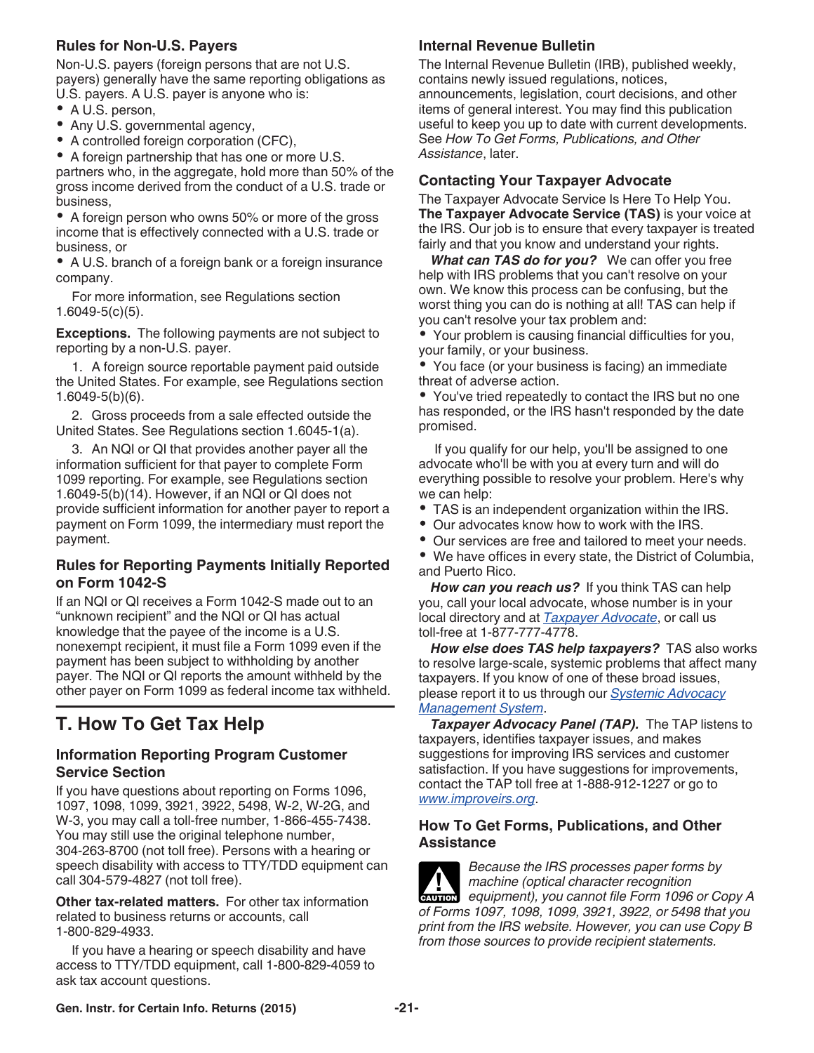### Rules for Non-U.S. Payers

Non-U.S. payers (foreign persons that are not U.S. payers) generally have the same reporting obligations as U.S. payers. A U.S. payer is anyone who is:

- A U.S. person,
- Any U.S. governmental agency,
- A controlled foreign corporation (CFC),
- A foreign partnership that has one or more U.S. partners who, in the aggregate, hold more than 50% of the gross income derived from the conduct of a U.S. trade or business,
- A foreign person who owns 50% or more of the gross income that is effectively connected with a U.S. trade or business, or
- A U.S. branch of a foreign bank or a foreign insurance company.

For more information, see Regulations section 1.6049-5(c)(5).

**Exceptions.** The following payments are not subject to reporting by a non-U.S. payer.

1. A foreign source reportable payment paid outside the United States. For example, see Regulations section 1.6049-5(b)(6).
2. Gross proceeds from a sale effected outside the United States. See Regulations section 1.6045-1(a).
3. An NQI or QI that provides another payer all the information sufficient for that payer to complete Form 1099 reporting. For example, see Regulations section 1.6049-5(b)(14). However, if an NQI or QI does not provide sufficient information for another payer to report a payment on Form 1099, the intermediary must report the payment.

### Rules for Reporting Payments Initially Reported on Form 1042-S

If an NQI or QI receives a Form 1042-S made out to an "unknown recipient" and the NQI or QI has actual knowledge that the payee of the income is a U.S. nonexempt recipient, it must file a Form 1099 even if the payment has been subject to withholding by another payer. The NQI or QI reports the amount withheld by the other payer on Form 1099 as federal income tax withheld.

## T. How To Get Tax Help

### Information Reporting Program Customer Service Section

If you have questions about reporting on Forms 1096, 1097, 1098, 1099, 3921, 3922, 5498, W-2, W-2G, and W-3, you may call a toll-free number, 1-866-455-7438. You may still use the original telephone number, 304-263-8700 (not toll free). Persons with a hearing or speech disability with access to TTY/TDD equipment can call 304-579-4827 (not toll free).

**Other tax-related matters.** For other tax information related to business returns or accounts, call 1-800-829-4933.

If you have a hearing or speech disability and have access to TTY/TDD equipment, call 1-800-829-4059 to ask tax account questions.

### Internal Revenue Bulletin

The Internal Revenue Bulletin (IRB), published weekly, contains newly issued regulations, notices, announcements, legislation, court decisions, and other items of general interest. You may find this publication useful to keep you up to date with current developments. See *How To Get Forms, Publications, and Other Assistance*, later.

### Contacting Your Taxpayer Advocate

The Taxpayer Advocate Service Is Here To Help You. **The Taxpayer Advocate Service (TAS)** is your voice at the IRS. Our job is to ensure that every taxpayer is treated fairly and that you know and understand your rights.

***What can TAS do for you?*** We can offer you free help with IRS problems that you can't resolve on your own. We know this process can be confusing, but the worst thing you can do is nothing at all! TAS can help if you can't resolve your tax problem and:

- Your problem is causing financial difficulties for you, your family, or your business.
- You face (or your business is facing) an immediate threat of adverse action.
- You've tried repeatedly to contact the IRS but no one has responded, or the IRS hasn't responded by the date promised.

If you qualify for our help, you'll be assigned to one advocate who'll be with you at every turn and will do everything possible to resolve your problem. Here's why we can help:

- TAS is an independent organization within the IRS.
- Our advocates know how to work with the IRS.
- Our services are free and tailored to meet your needs.
- We have offices in every state, the District of Columbia, and Puerto Rico.

***How can you reach us?*** If you think TAS can help you, call your local advocate, whose number is in your local directory and at Taxpayer Advocate, or call us toll-free at 1-877-777-4778.

***How else does TAS help taxpayers?*** TAS also works to resolve large-scale, systemic problems that affect many taxpayers. If you know of one of these broad issues, please report it to us through our Systemic Advocacy Management System.

***Taxpayer Advocacy Panel (TAP).*** The TAP listens to taxpayers, identifies taxpayer issues, and makes suggestions for improving IRS services and customer satisfaction. If you have suggestions for improvements, contact the TAP toll free at 1-888-912-1227 or go to www.improveirs.org.

### How To Get Forms, Publications, and Other Assistance

CAUTION: *Because the IRS processes paper forms by machine (optical character recognition equipment), you cannot file Form 1096 or Copy A of Forms 1097, 1098, 1099, 3921, 3922, or 5498 that you print from the IRS website. However, you can use Copy B from those sources to provide recipient statements.*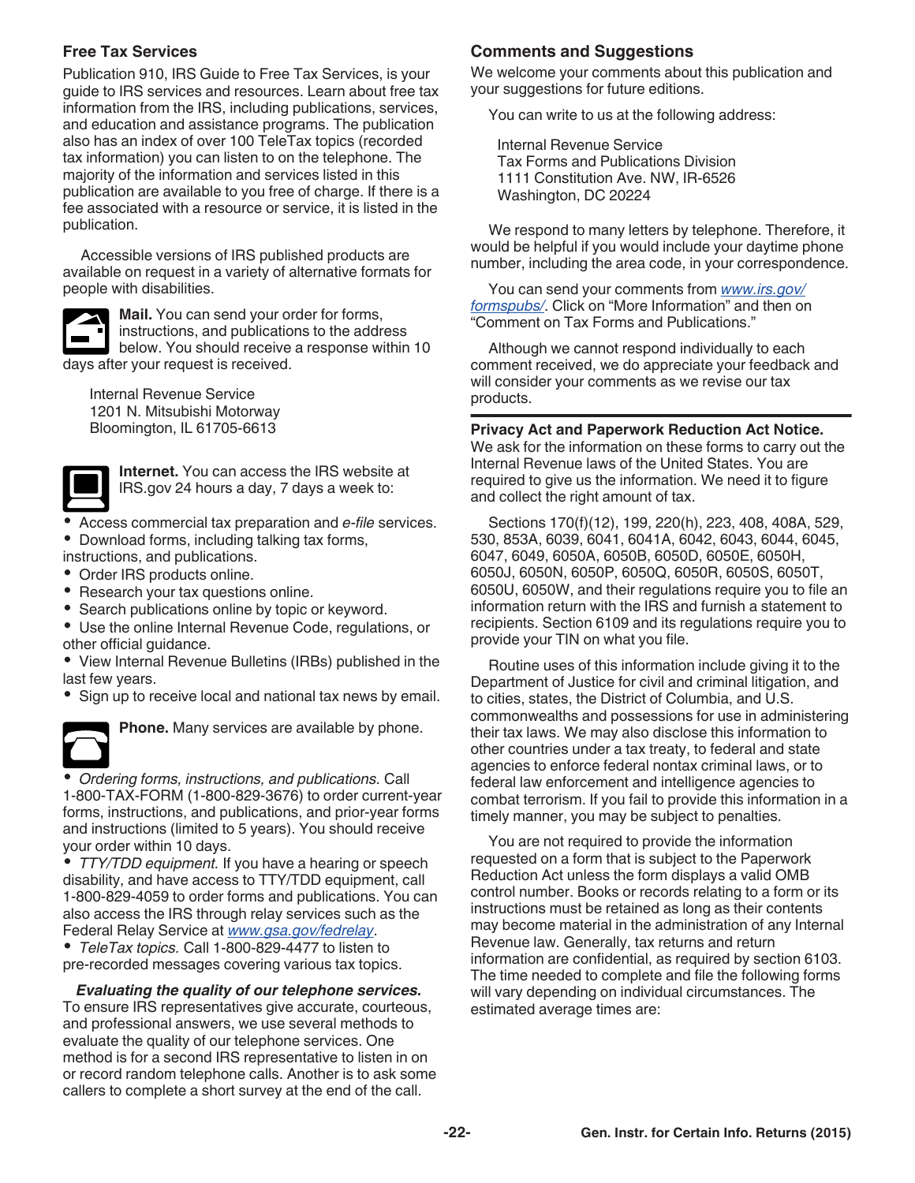## Free Tax Services

Publication 910, IRS Guide to Free Tax Services, is your guide to IRS services and resources. Learn about free tax information from the IRS, including publications, services, and education and assistance programs. The publication also has an index of over 100 TeleTax topics (recorded tax information) you can listen to on the telephone. The majority of the information and services listed in this publication are available to you free of charge. If there is a fee associated with a resource or service, it is listed in the publication.

Accessible versions of IRS published products are available on request in a variety of alternative formats for people with disabilities.

**Mail.** You can send your order for forms, instructions, and publications to the address below. You should receive a response within 10 days after your request is received.

Internal Revenue Service
1201 N. Mitsubishi Motorway
Bloomington, IL 61705-6613

**Internet.** You can access the IRS website at IRS.gov 24 hours a day, 7 days a week to:

- Access commercial tax preparation and *e-file* services.
- Download forms, including talking tax forms, instructions, and publications.
- Order IRS products online.
- Research your tax questions online.
- Search publications online by topic or keyword.
- Use the online Internal Revenue Code, regulations, or other official guidance.
- View Internal Revenue Bulletins (IRBs) published in the last few years.
- Sign up to receive local and national tax news by email.

**Phone.** Many services are available by phone.

- *Ordering forms, instructions, and publications.* Call 1-800-TAX-FORM (1-800-829-3676) to order current-year forms, instructions, and publications, and prior-year forms and instructions (limited to 5 years). You should receive your order within 10 days.
- *TTY/TDD equipment.* If you have a hearing or speech disability, and have access to TTY/TDD equipment, call 1-800-829-4059 to order forms and publications. You can also access the IRS through relay services such as the Federal Relay Service at www.gsa.gov/fedrelay.
- *TeleTax topics.* Call 1-800-829-4477 to listen to pre-recorded messages covering various tax topics.

***Evaluating the quality of our telephone services.*** To ensure IRS representatives give accurate, courteous, and professional answers, we use several methods to evaluate the quality of our telephone services. One method is for a second IRS representative to listen in on or record random telephone calls. Another is to ask some callers to complete a short survey at the end of the call.

## Comments and Suggestions

We welcome your comments about this publication and your suggestions for future editions.

You can write to us at the following address:

Internal Revenue Service
Tax Forms and Publications Division
1111 Constitution Ave. NW, IR-6526
Washington, DC 20224

We respond to many letters by telephone. Therefore, it would be helpful if you would include your daytime phone number, including the area code, in your correspondence.

You can send your comments from www.irs.gov/formspubs/. Click on "More Information" and then on "Comment on Tax Forms and Publications."

Although we cannot respond individually to each comment received, we do appreciate your feedback and will consider your comments as we revise our tax products.

**Privacy Act and Paperwork Reduction Act Notice.** We ask for the information on these forms to carry out the Internal Revenue laws of the United States. You are required to give us the information. We need it to figure and collect the right amount of tax.

Sections 170(f)(12), 199, 220(h), 223, 408, 408A, 529, 530, 853A, 6039, 6041, 6041A, 6042, 6043, 6044, 6045, 6047, 6049, 6050A, 6050B, 6050D, 6050E, 6050H, 6050J, 6050N, 6050P, 6050Q, 6050R, 6050S, 6050T, 6050U, 6050W, and their regulations require you to file an information return with the IRS and furnish a statement to recipients. Section 6109 and its regulations require you to provide your TIN on what you file.

Routine uses of this information include giving it to the Department of Justice for civil and criminal litigation, and to cities, states, the District of Columbia, and U.S. commonwealths and possessions for use in administering their tax laws. We may also disclose this information to other countries under a tax treaty, to federal and state agencies to enforce federal nontax criminal laws, or to federal law enforcement and intelligence agencies to combat terrorism. If you fail to provide this information in a timely manner, you may be subject to penalties.

You are not required to provide the information requested on a form that is subject to the Paperwork Reduction Act unless the form displays a valid OMB control number. Books or records relating to a form or its instructions must be retained as long as their contents may become material in the administration of any Internal Revenue law. Generally, tax returns and return information are confidential, as required by section 6103. The time needed to complete and file the following forms will vary depending on individual circumstances. The estimated average times are: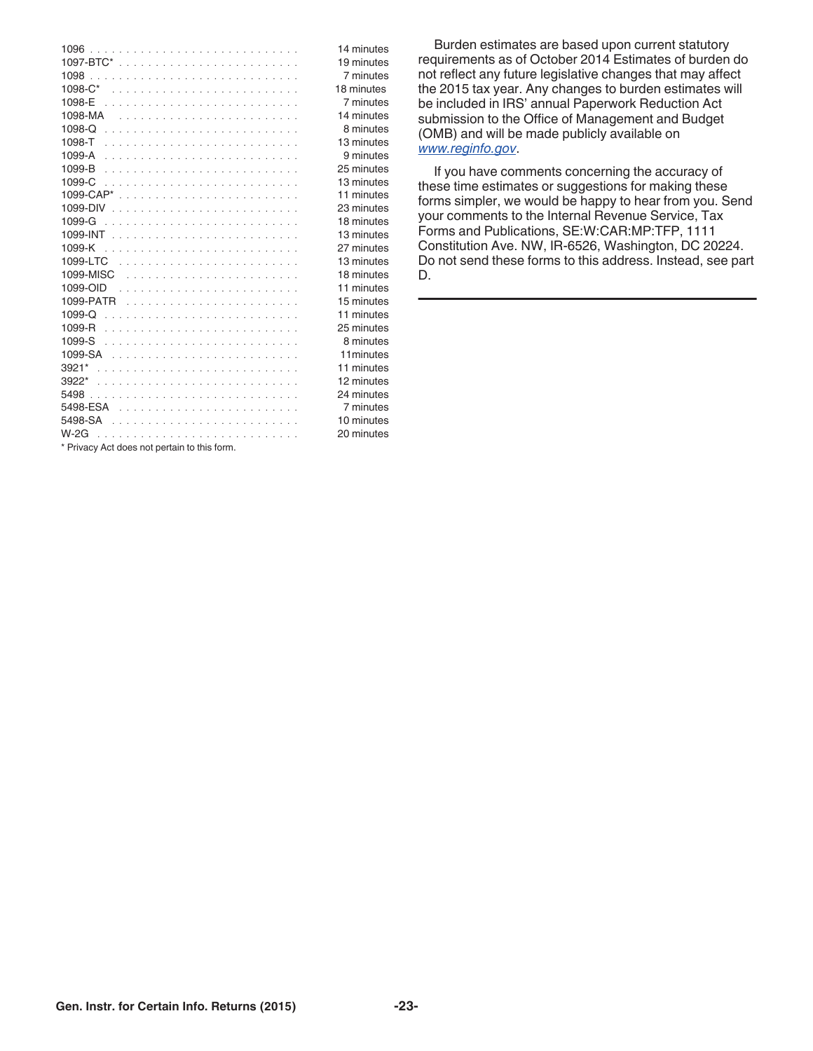| Form | Time |
|---|---|
| 1096 | 14 minutes |
| 1097-BTC* | 19 minutes |
| 1098 | 7 minutes |
| 1098-C* | 18 minutes |
| 1098-E | 7 minutes |
| 1098-MA | 14 minutes |
| 1098-Q | 8 minutes |
| 1098-T | 13 minutes |
| 1099-A | 9 minutes |
| 1099-B | 25 minutes |
| 1099-C | 13 minutes |
| 1099-CAP* | 11 minutes |
| 1099-DIV | 23 minutes |
| 1099-G | 18 minutes |
| 1099-INT | 13 minutes |
| 1099-K | 27 minutes |
| 1099-LTC | 13 minutes |
| 1099-MISC | 18 minutes |
| 1099-OID | 11 minutes |
| 1099-PATR | 15 minutes |
| 1099-Q | 11 minutes |
| 1099-R | 25 minutes |
| 1099-S | 8 minutes |
| 1099-SA | 11minutes |
| 3921* | 11 minutes |
| 3922* | 12 minutes |
| 5498 | 24 minutes |
| 5498-ESA | 7 minutes |
| 5498-SA | 10 minutes |
| W-2G | 20 minutes |

* Privacy Act does not pertain to this form.

Burden estimates are based upon current statutory requirements as of October 2014 Estimates of burden do not reflect any future legislative changes that may affect the 2015 tax year. Any changes to burden estimates will be included in IRS' annual Paperwork Reduction Act submission to the Office of Management and Budget (OMB) and will be made publicly available on *www.reginfo.gov*.

If you have comments concerning the accuracy of these time estimates or suggestions for making these forms simpler, we would be happy to hear from you. Send your comments to the Internal Revenue Service, Tax Forms and Publications, SE:W:CAR:MP:TFP, 1111 Constitution Ave. NW, IR-6526, Washington, DC 20224. Do not send these forms to this address. Instead, see part D.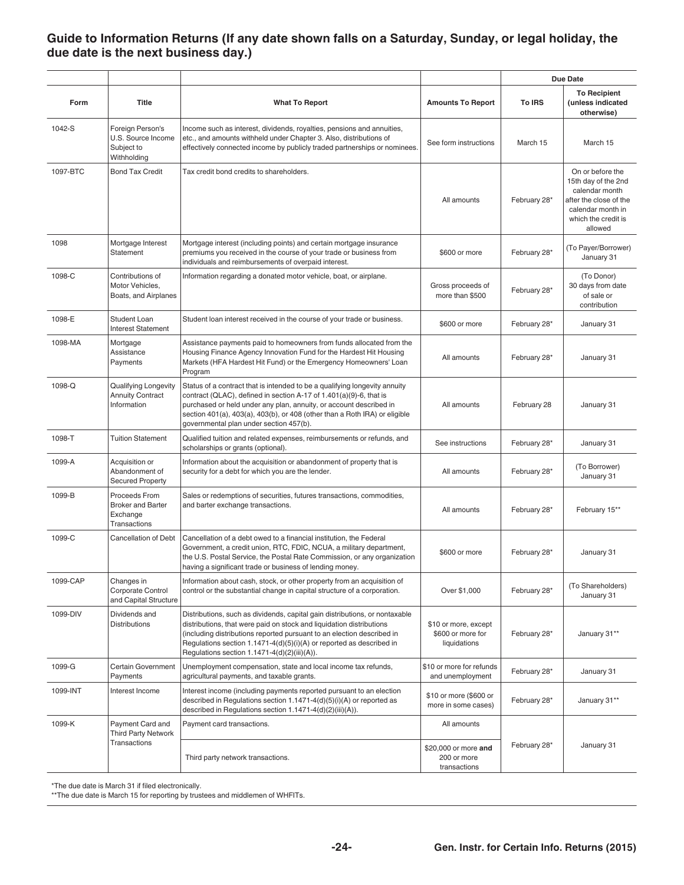## Guide to Information Returns (If any date shown falls on a Saturday, Sunday, or legal holiday, the due date is the next business day.)

| Form | Title | What To Report | Amounts To Report | Due Date To IRS | Due Date To Recipient (unless indicated otherwise) |
|---|---|---|---|---|---|
| 1042-S | Foreign Person's U.S. Source Income Subject to Withholding | Income such as interest, dividends, royalties, pensions and annuities, etc., and amounts withheld under Chapter 3. Also, distributions of effectively connected income by publicly traded partnerships or nominees. | See form instructions | March 15 | March 15 |
| 1097-BTC | Bond Tax Credit | Tax credit bond credits to shareholders. | All amounts | February 28* | On or before the 15th day of the 2nd calendar month after the close of the calendar month in which the credit is allowed |
| 1098 | Mortgage Interest Statement | Mortgage interest (including points) and certain mortgage insurance premiums you received in the course of your trade or business from individuals and reimbursements of overpaid interest. | $600 or more | February 28* | (To Payer/Borrower) January 31 |
| 1098-C | Contributions of Motor Vehicles, Boats, and Airplanes | Information regarding a donated motor vehicle, boat, or airplane. | Gross proceeds of more than $500 | February 28* | (To Donor) 30 days from date of sale or contribution |
| 1098-E | Student Loan Interest Statement | Student loan interest received in the course of your trade or business. | $600 or more | February 28* | January 31 |
| 1098-MA | Mortgage Assistance Payments | Assistance payments paid to homeowners from funds allocated from the Housing Finance Agency Innovation Fund for the Hardest Hit Housing Markets (HFA Hardest Hit Fund) or the Emergency Homeowners' Loan Program | All amounts | February 28* | January 31 |
| 1098-Q | Qualifying Longevity Annuity Contract Information | Status of a contract that is intended to be a qualifying longevity annuity contract (QLAC), defined in section A-17 of 1.401(a)(9)-6, that is purchased or held under any plan, annuity, or account described in section 401(a), 403(a), 403(b), or 408 (other than a Roth IRA) or eligible governmental plan under section 457(b). | All amounts | February 28 | January 31 |
| 1098-T | Tuition Statement | Qualified tuition and related expenses, reimbursements or refunds, and scholarships or grants (optional). | See instructions | February 28* | January 31 |
| 1099-A | Acquisition or Abandonment of Secured Property | Information about the acquisition or abandonment of property that is security for a debt for which you are the lender. | All amounts | February 28* | (To Borrower) January 31 |
| 1099-B | Proceeds From Broker and Barter Exchange Transactions | Sales or redemptions of securities, futures transactions, commodities, and barter exchange transactions. | All amounts | February 28* | February 15** |
| 1099-C | Cancellation of Debt | Cancellation of a debt owed to a financial institution, the Federal Government, a credit union, RTC, FDIC, NCUA, a military department, the U.S. Postal Service, the Postal Rate Commission, or any organization having a significant trade or business of lending money. | $600 or more | February 28* | January 31 |
| 1099-CAP | Changes in Corporate Control and Capital Structure | Information about cash, stock, or other property from an acquisition of control or the substantial change in capital structure of a corporation. | Over $1,000 | February 28* | (To Shareholders) January 31 |
| 1099-DIV | Dividends and Distributions | Distributions, such as dividends, capital gain distributions, or nontaxable distributions, that were paid on stock and liquidation distributions (including distributions reported pursuant to an election described in Regulations section 1.1471-4(d)(5)(i)(A) or reported as described in Regulations section 1.1471-4(d)(2)(iii)(A)). | $10 or more, except $600 or more for liquidations | February 28* | January 31** |
| 1099-G | Certain Government Payments | Unemployment compensation, state and local income tax refunds, agricultural payments, and taxable grants. | $10 or more for refunds and unemployment | February 28* | January 31 |
| 1099-INT | Interest Income | Interest income (including payments reported pursuant to an election described in Regulations section 1.1471-4(d)(5)(i)(A) or reported as described in Regulations section 1.1471-4(d)(2)(iii)(A)). | $10 or more ($600 or more in some cases) | February 28* | January 31** |
| 1099-K | Payment Card and Third Party Network Transactions | Payment card transactions. | All amounts | February 28* | January 31 |
| | | Third party network transactions. | $20,000 or more **and** 200 or more transactions | | |

*The due date is March 31 if filed electronically.

**The due date is March 15 for reporting by trustees and middlemen of WHFITs.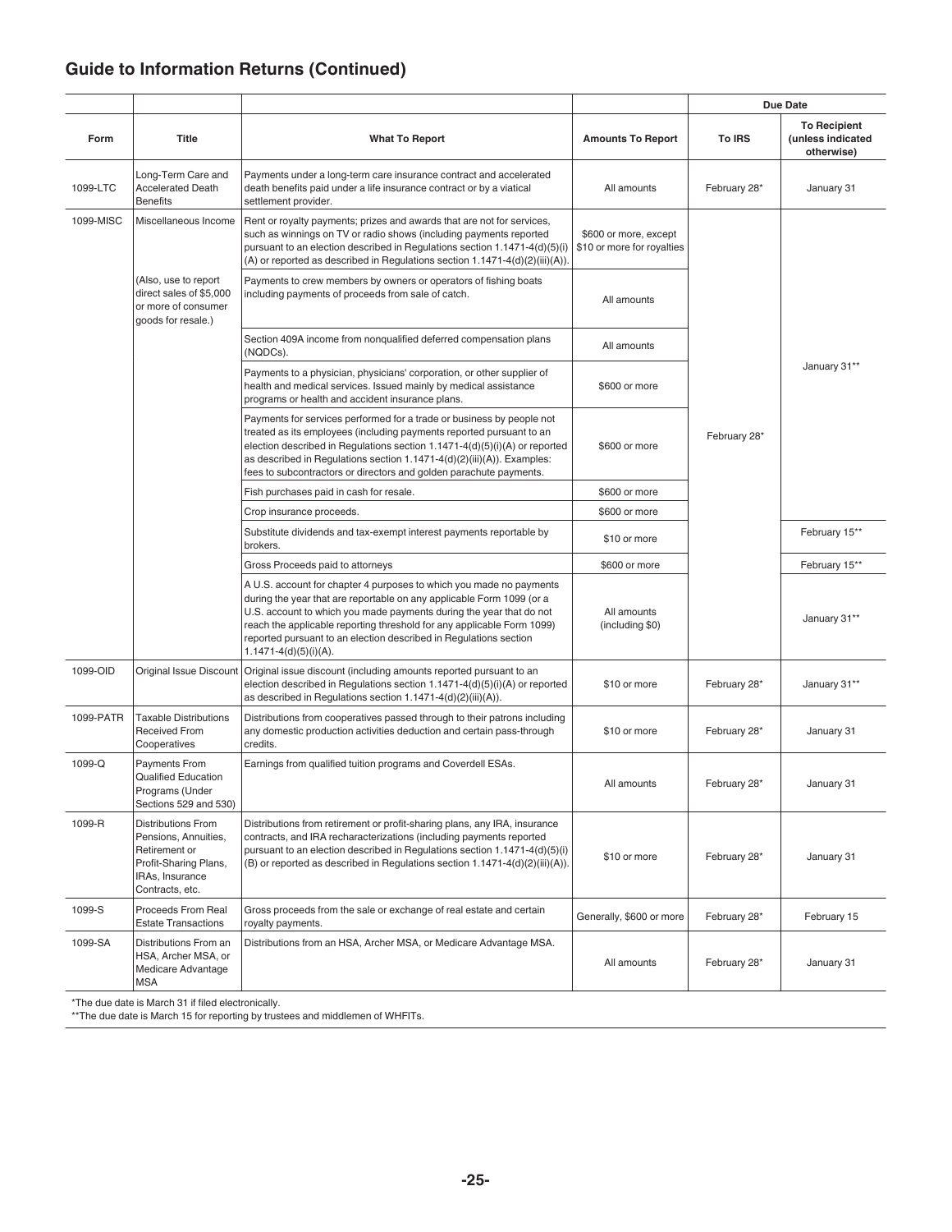## Guide to Information Returns (Continued)

| Form | Title | What To Report | Amounts To Report | Due Date | |
|---|---|---|---|---|---|
| | | | | **To IRS** | **To Recipient (unless indicated otherwise)** |
| 1099-LTC | Long-Term Care and Accelerated Death Benefits | Payments under a long-term care insurance contract and accelerated death benefits paid under a life insurance contract or by a viatical settlement provider. | All amounts | February 28* | January 31 |
| 1099-MISC | Miscellaneous Income | Rent or royalty payments; prizes and awards that are not for services, such as winnings on TV or radio shows (including payments reported pursuant to an election described in Regulations section 1.1471-4(d)(5)(i)(A) or reported as described in Regulations section 1.1471-4(d)(2)(iii)(A)). | $600 or more, except $10 or more for royalties | February 28* | January 31** |
| | (Also, use to report direct sales of $5,000 or more of consumer goods for resale.) | Payments to crew members by owners or operators of fishing boats including payments of proceeds from sale of catch. | All amounts | | |
| | | Section 409A income from nonqualified deferred compensation plans (NQDCs). | All amounts | | |
| | | Payments to a physician, physicians' corporation, or other supplier of health and medical services. Issued mainly by medical assistance programs or health and accident insurance plans. | $600 or more | | |
| | | Payments for services performed for a trade or business by people not treated as its employees (including payments reported pursuant to an election described in Regulations section 1.1471-4(d)(5)(i)(A) or reported as described in Regulations section 1.1471-4(d)(2)(iii)(A)). Examples: fees to subcontractors or directors and golden parachute payments. | $600 or more | | |
| | | Fish purchases paid in cash for resale. | $600 or more | | |
| | | Crop insurance proceeds. | $600 or more | | |
| | | Substitute dividends and tax-exempt interest payments reportable by brokers. | $10 or more | | February 15** |
| | | Gross Proceeds paid to attorneys | $600 or more | | February 15** |
| | | A U.S. account for chapter 4 purposes to which you made no payments during the year that are reportable on any applicable Form 1099 (or a U.S. account to which you made payments during the year that do not reach the applicable reporting threshold for any applicable Form 1099) reported pursuant to an election described in Regulations section 1.1471-4(d)(5)(i)(A). | All amounts (including $0) | | January 31** |
| 1099-OID | Original Issue Discount | Original issue discount (including amounts reported pursuant to an election described in Regulations section 1.1471-4(d)(5)(i)(A) or reported as described in Regulations section 1.1471-4(d)(2)(iii)(A)). | $10 or more | February 28* | January 31** |
| 1099-PATR | Taxable Distributions Received From Cooperatives | Distributions from cooperatives passed through to their patrons including any domestic production activities deduction and certain pass-through credits. | $10 or more | February 28* | January 31 |
| 1099-Q | Payments From Qualified Education Programs (Under Sections 529 and 530) | Earnings from qualified tuition programs and Coverdell ESAs. | All amounts | February 28* | January 31 |
| 1099-R | Distributions From Pensions, Annuities, Retirement or Profit-Sharing Plans, IRAs, Insurance Contracts, etc. | Distributions from retirement or profit-sharing plans, any IRA, insurance contracts, and IRA recharacterizations (including payments reported pursuant to an election described in Regulations section 1.1471-4(d)(5)(i)(B) or reported as described in Regulations section 1.1471-4(d)(2)(iii)(A)). | $10 or more | February 28* | January 31 |
| 1099-S | Proceeds From Real Estate Transactions | Gross proceeds from the sale or exchange of real estate and certain royalty payments. | Generally, $600 or more | February 28* | February 15 |
| 1099-SA | Distributions From an HSA, Archer MSA, or Medicare Advantage MSA | Distributions from an HSA, Archer MSA, or Medicare Advantage MSA. | All amounts | February 28* | January 31 |

*The due date is March 31 if filed electronically.

**The due date is March 15 for reporting by trustees and middlemen of WHFITs.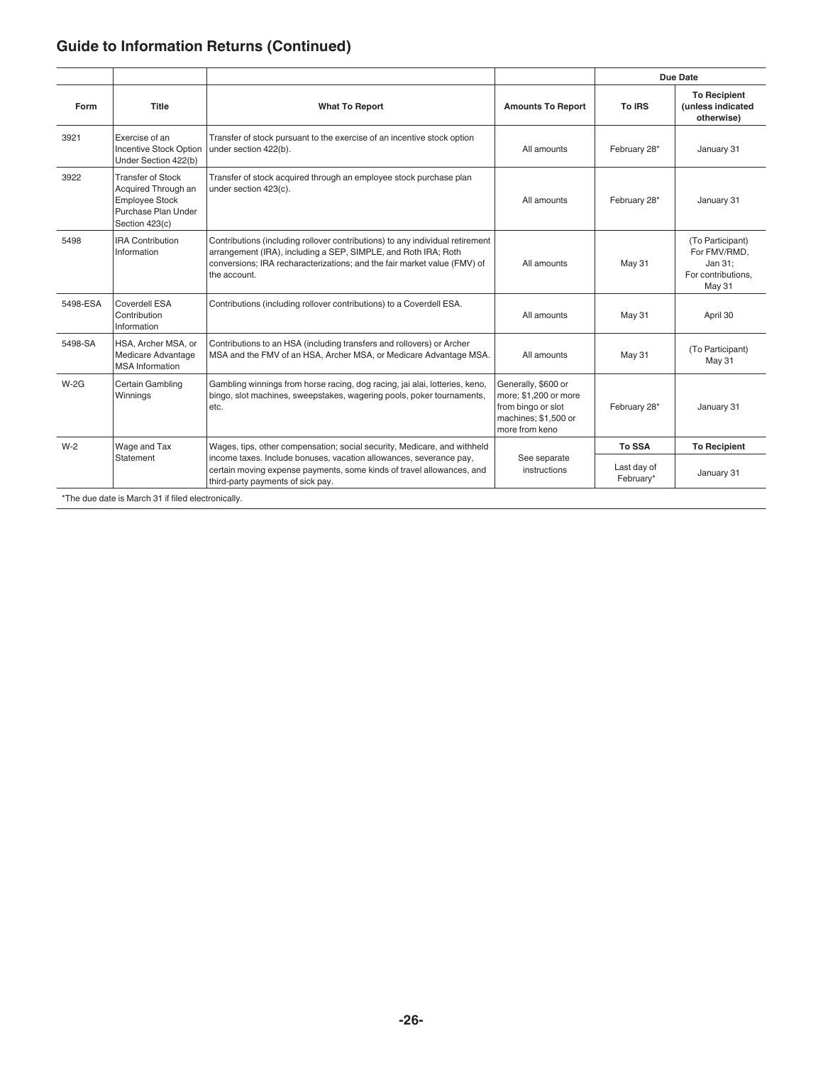## Guide to Information Returns (Continued)

| Form | Title | What To Report | Amounts To Report | Due Date | |
|---|---|---|---|---|---|
| | | | | To IRS | To Recipient (unless indicated otherwise) |
| 3921 | Exercise of an Incentive Stock Option Under Section 422(b) | Transfer of stock pursuant to the exercise of an incentive stock option under section 422(b). | All amounts | February 28* | January 31 |
| 3922 | Transfer of Stock Acquired Through an Employee Stock Purchase Plan Under Section 423(c) | Transfer of stock acquired through an employee stock purchase plan under section 423(c). | All amounts | February 28* | January 31 |
| 5498 | IRA Contribution Information | Contributions (including rollover contributions) to any individual retirement arrangement (IRA), including a SEP, SIMPLE, and Roth IRA; Roth conversions; IRA recharacterizations; and the fair market value (FMV) of the account. | All amounts | May 31 | (To Participant) For FMV/RMD, Jan 31; For contributions, May 31 |
| 5498-ESA | Coverdell ESA Contribution Information | Contributions (including rollover contributions) to a Coverdell ESA. | All amounts | May 31 | April 30 |
| 5498-SA | HSA, Archer MSA, or Medicare Advantage MSA Information | Contributions to an HSA (including transfers and rollovers) or Archer MSA and the FMV of an HSA, Archer MSA, or Medicare Advantage MSA. | All amounts | May 31 | (To Participant) May 31 |
| W-2G | Certain Gambling Winnings | Gambling winnings from horse racing, dog racing, jai alai, lotteries, keno, bingo, slot machines, sweepstakes, wagering pools, poker tournaments, etc. | Generally, $600 or more; $1,200 or more from bingo or slot machines; $1,500 or more from keno | February 28* | January 31 |
| W-2 | Wage and Tax Statement | Wages, tips, other compensation; social security, Medicare, and withheld income taxes. Include bonuses, vacation allowances, severance pay, certain moving expense payments, some kinds of travel allowances, and third-party payments of sick pay. | See separate instructions | **To SSA** Last day of February* | **To Recipient** January 31 |

*The due date is March 31 if filed electronically.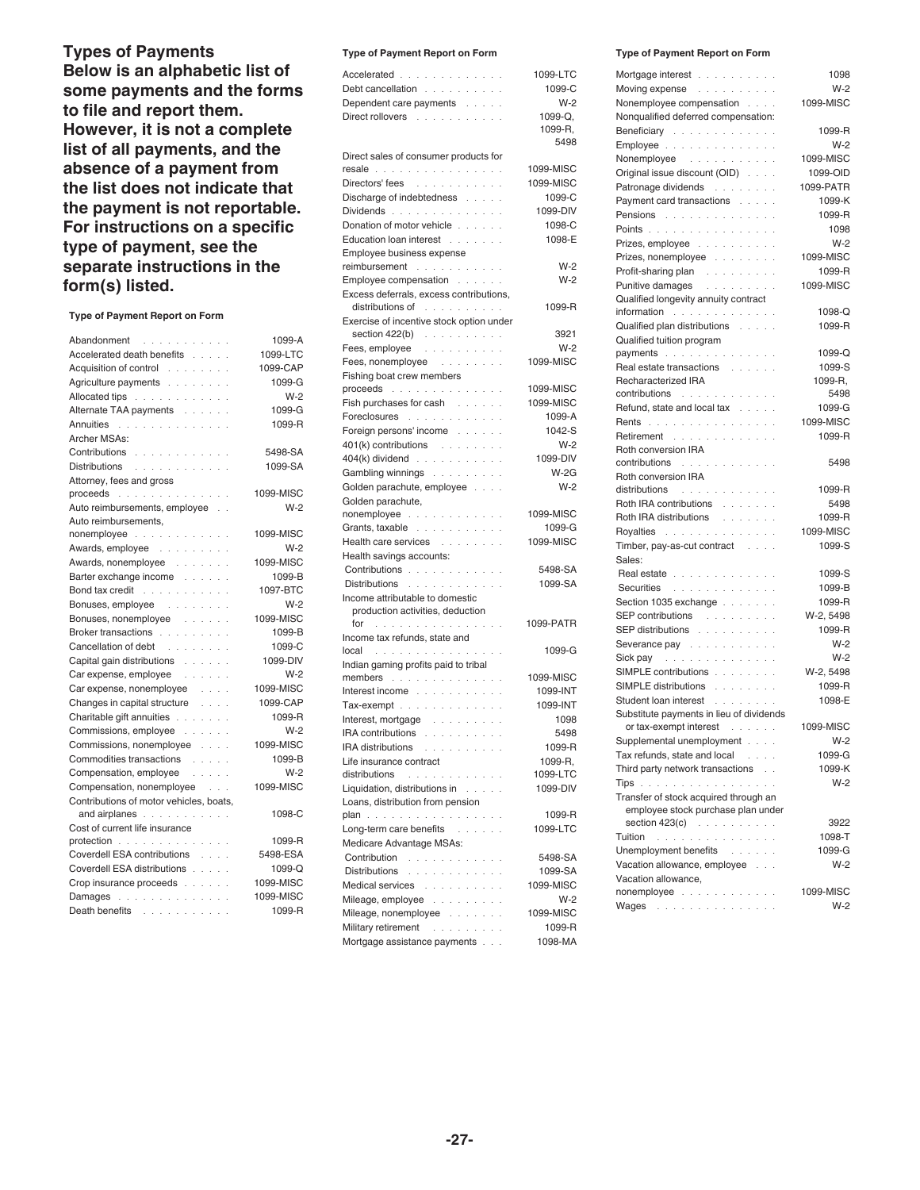## Types of Payments

**Below is an alphabetic list of some payments and the forms to file and report them. However, it is not a complete list of all payments, and the absence of a payment from the list does not indicate that the payment is not reportable. For instructions on a specific type of payment, see the separate instructions in the form(s) listed.**

| Type of Payment | Report on Form |
|---|---|
| Abandonment | 1099-A |
| Accelerated death benefits | 1099-LTC |
| Acquisition of control | 1099-CAP |
| Agriculture payments | 1099-G |
| Allocated tips | W-2 |
| Alternate TAA payments | 1099-G |
| Annuities | 1099-R |
| Archer MSAs: | |
| Contributions | 5498-SA |
| Distributions | 1099-SA |
| Attorney, fees and gross proceeds | 1099-MISC |
| Auto reimbursements, employee | W-2 |
| Auto reimbursements, nonemployee | 1099-MISC |
| Awards, employee | W-2 |
| Awards, nonemployee | 1099-MISC |
| Barter exchange income | 1099-B |
| Bond tax credit | 1097-BTC |
| Bonuses, employee | W-2 |
| Bonuses, nonemployee | 1099-MISC |
| Broker transactions | 1099-B |
| Cancellation of debt | 1099-C |
| Capital gain distributions | 1099-DIV |
| Car expense, employee | W-2 |
| Car expense, nonemployee | 1099-MISC |
| Changes in capital structure | 1099-CAP |
| Charitable gift annuities | 1099-R |
| Commissions, employee | W-2 |
| Commissions, nonemployee | 1099-MISC |
| Commodities transactions | 1099-B |
| Compensation, employee | W-2 |
| Compensation, nonemployee | 1099-MISC |
| Contributions of motor vehicles, boats, and airplanes | 1098-C |
| Cost of current life insurance protection | 1099-R |
| Coverdell ESA contributions | 5498-ESA |
| Coverdell ESA distributions | 1099-Q |
| Crop insurance proceeds | 1099-MISC |
| Damages | 1099-MISC |
| Death benefits | 1099-R |
| Accelerated | 1099-LTC |
| Debt cancellation | 1099-C |
| Dependent care payments | W-2 |
| Direct rollovers | 1099-Q, 1099-R, 5498 |
| Direct sales of consumer products for resale | 1099-MISC |
| Directors' fees | 1099-MISC |
| Discharge of indebtedness | 1099-C |
| Dividends | 1099-DIV |
| Donation of motor vehicle | 1098-C |
| Education loan interest | 1098-E |
| Employee business expense reimbursement | W-2 |
| Employee compensation | W-2 |
| Excess deferrals, excess contributions, distributions of | 1099-R |
| Exercise of incentive stock option under section 422(b) | 3921 |
| Fees, employee | W-2 |
| Fees, nonemployee | 1099-MISC |
| Fishing boat crew members proceeds | 1099-MISC |
| Fish purchases for cash | 1099-MISC |
| Foreclosures | 1099-A |
| Foreign persons' income | 1042-S |
| 401(k) contributions | W-2 |
| 404(k) dividend | 1099-DIV |
| Gambling winnings | W-2G |
| Golden parachute, employee | W-2 |
| Golden parachute, nonemployee | 1099-MISC |
| Grants, taxable | 1099-G |
| Health care services | 1099-MISC |
| Health savings accounts: | |
| Contributions | 5498-SA |
| Distributions | 1099-SA |
| Income attributable to domestic production activities, deduction for | 1099-PATR |
| Income tax refunds, state and local | 1099-G |
| Indian gaming profits paid to tribal members | 1099-MISC |
| Interest income | 1099-INT |
| Tax-exempt | 1099-INT |
| Interest, mortgage | 1098 |
| IRA contributions | 5498 |
| IRA distributions | 1099-R |
| Life insurance contract distributions | 1099-R, 1099-LTC |
| Liquidation, distributions in | 1099-DIV |
| Loans, distribution from pension plan | 1099-R |
| Long-term care benefits | 1099-LTC |
| Medicare Advantage MSAs: | |
| Contribution | 5498-SA |
| Distributions | 1099-SA |
| Medical services | 1099-MISC |
| Mileage, employee | W-2 |
| Mileage, nonemployee | 1099-MISC |
| Military retirement | 1099-R |
| Mortgage assistance payments | 1098-MA |
| Mortgage interest | 1098 |
| Moving expense | W-2 |
| Nonemployee compensation | 1099-MISC |
| Nonqualified deferred compensation: | |
| Beneficiary | 1099-R |
| Employee | W-2 |
| Nonemployee | 1099-MISC |
| Original issue discount (OID) | 1099-OID |
| Patronage dividends | 1099-PATR |
| Payment card transactions | 1099-K |
| Pensions | 1099-R |
| Points | 1098 |
| Prizes, employee | W-2 |
| Prizes, nonemployee | 1099-MISC |
| Profit-sharing plan | 1099-R |
| Punitive damages | 1099-MISC |
| Qualified longevity annuity contract information | 1098-Q |
| Qualified plan distributions | 1099-R |
| Qualified tuition program payments | 1099-Q |
| Real estate transactions | 1099-S |
| Recharacterized IRA contributions | 1099-R, 5498 |
| Refund, state and local tax | 1099-G |
| Rents | 1099-MISC |
| Retirement | 1099-R |
| Roth conversion IRA contributions | 5498 |
| Roth conversion IRA distributions | 1099-R |
| Roth IRA contributions | 5498 |
| Roth IRA distributions | 1099-R |
| Royalties | 1099-MISC |
| Timber, pay-as-cut contract | 1099-S |
| Sales: | |
| Real estate | 1099-S |
| Securities | 1099-B |
| Section 1035 exchange | 1099-R |
| SEP contributions | W-2, 5498 |
| SEP distributions | 1099-R |
| Severance pay | W-2 |
| Sick pay | W-2 |
| SIMPLE contributions | W-2, 5498 |
| SIMPLE distributions | 1099-R |
| Student loan interest | 1098-E |
| Substitute payments in lieu of dividends or tax-exempt interest | 1099-MISC |
| Supplemental unemployment | W-2 |
| Tax refunds, state and local | 1099-G |
| Third party network transactions | 1099-K |
| Tips | W-2 |
| Transfer of stock acquired through an employee stock purchase plan under section 423(c) | 3922 |
| Tuition | 1098-T |
| Unemployment benefits | 1099-G |
| Vacation allowance, employee | W-2 |
| Vacation allowance, nonemployee | 1099-MISC |
| Wages | W-2 |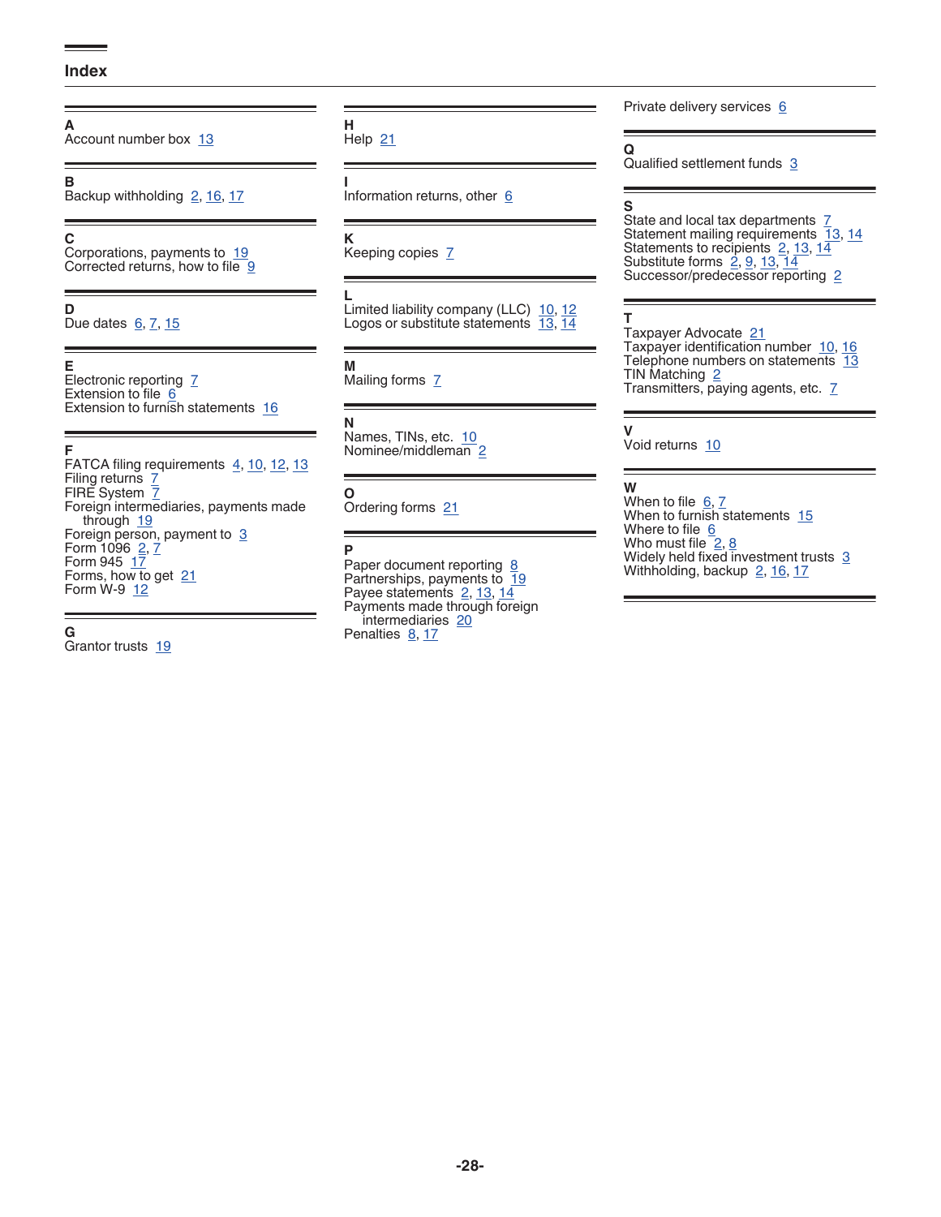## Index

**A**
Account number box 13

**B**
Backup withholding 2, 16, 17

**C**
Corporations, payments to 19
Corrected returns, how to file 9

**D**
Due dates 6, 7, 15

**E**
Electronic reporting 7
Extension to file 6
Extension to furnish statements 16

**F**
FATCA filing requirements 4, 10, 12, 13
Filing returns 7
FIRE System 7
Foreign intermediaries, payments made through 19
Foreign person, payment to 3
Form 1096 2, 7
Form 945 17
Forms, how to get 21
Form W-9 12

**G**
Grantor trusts 19

**H**
Help 21

**I**
Information returns, other 6

**K**
Keeping copies 7

**L**
Limited liability company (LLC) 10, 12
Logos or substitute statements 13, 14

**M**
Mailing forms 7

**N**
Names, TINs, etc. 10
Nominee/middleman 2

**O**
Ordering forms 21

**P**
Paper document reporting 8
Partnerships, payments to 19
Payee statements 2, 13, 14
Payments made through foreign intermediaries 20
Penalties 8, 17
Private delivery services 6

**Q**
Qualified settlement funds 3

**S**
State and local tax departments 7
Statement mailing requirements 13, 14
Statements to recipients 2, 13, 14
Substitute forms 2, 9, 13, 14
Successor/predecessor reporting 2

**T**
Taxpayer Advocate 21
Taxpayer identification number 10, 16
Telephone numbers on statements 13
TIN Matching 2
Transmitters, paying agents, etc. 7

**V**
Void returns 10

**W**
When to file 6, 7
When to furnish statements 15
Where to file 6
Who must file 2, 8
Widely held fixed investment trusts 3
Withholding, backup 2, 16, 17